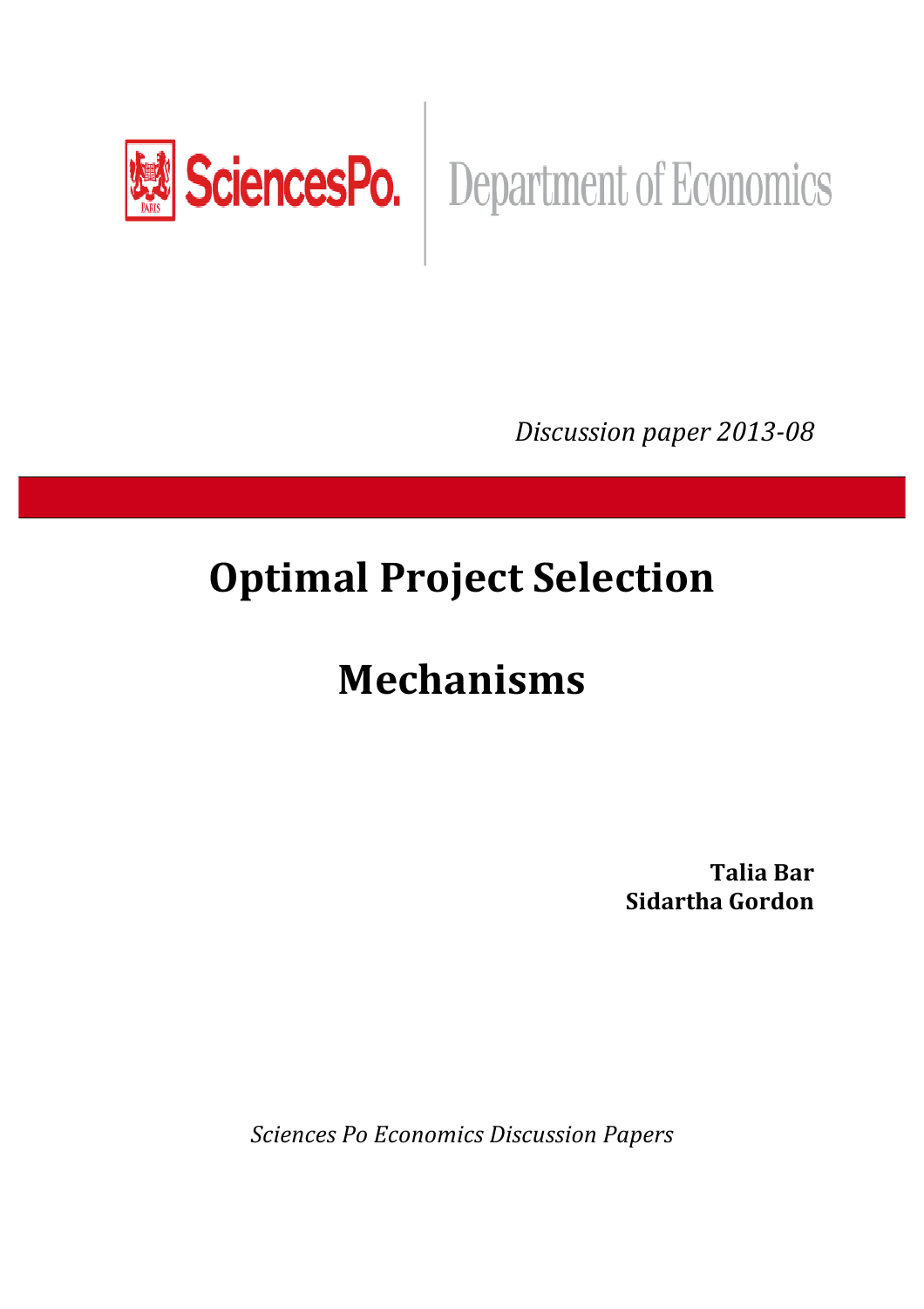SciencesPo. | Department of Economics

*Discussion paper 2013-08*

# Optimal Project Selection Mechanisms

**Talia Bar**
**Sidartha Gordon**

*Sciences Po Economics Discussion Papers*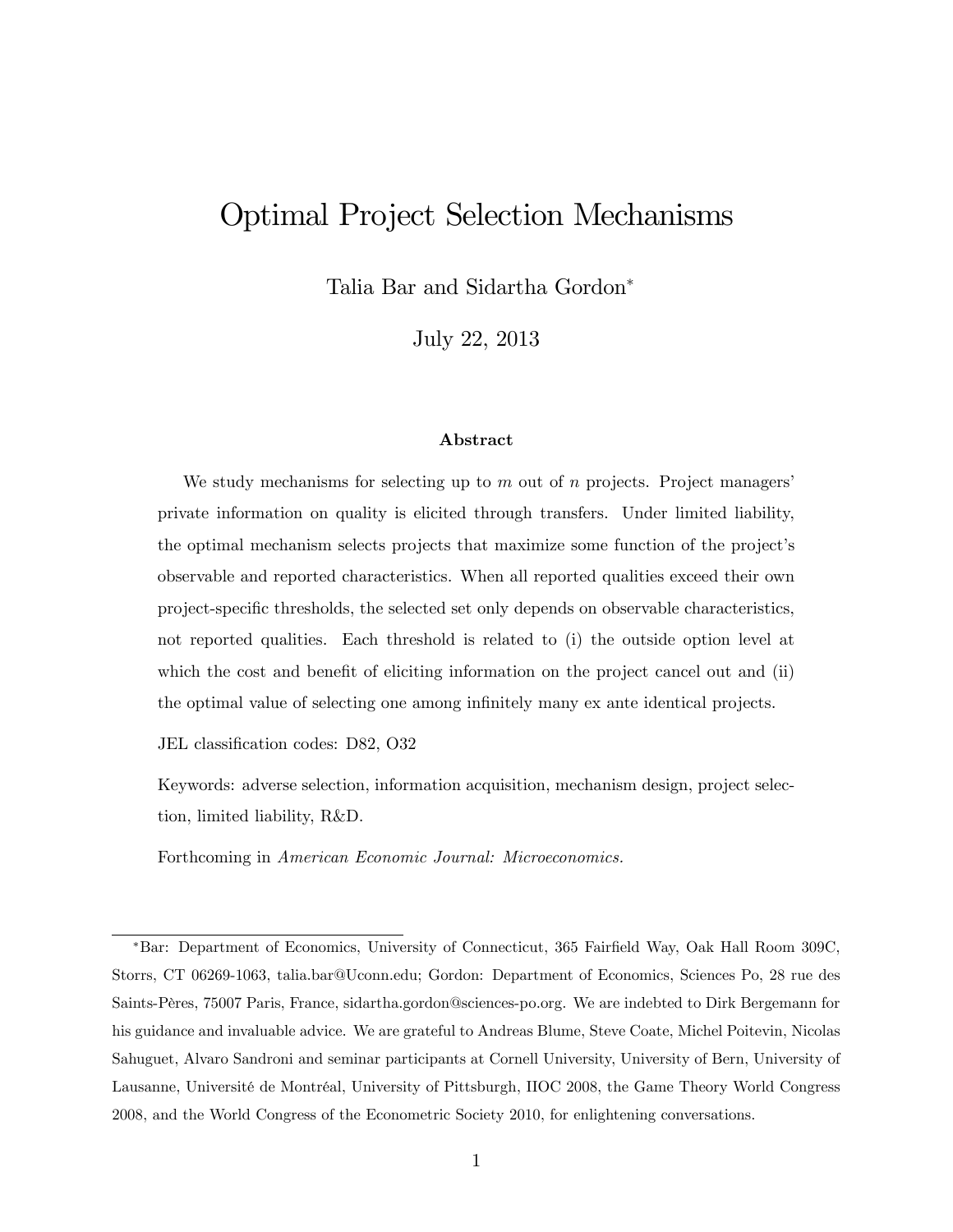# Optimal Project Selection Mechanisms

Talia Bar and Sidartha Gordon*

July 22, 2013

### Abstract

We study mechanisms for selecting up to $m$ out of $n$ projects. Project managers' private information on quality is elicited through transfers. Under limited liability, the optimal mechanism selects projects that maximize some function of the project's observable and reported characteristics. When all reported qualities exceed their own project-specific thresholds, the selected set only depends on observable characteristics, not reported qualities. Each threshold is related to (i) the outside option level at which the cost and benefit of eliciting information on the project cancel out and (ii) the optimal value of selecting one among infinitely many ex ante identical projects.

JEL classification codes: D82, O32

Keywords: adverse selection, information acquisition, mechanism design, project selection, limited liability, R&D.

Forthcoming in *American Economic Journal: Microeconomics.*

---

*Bar: Department of Economics, University of Connecticut, 365 Fairfield Way, Oak Hall Room 309C, Storrs, CT 06269-1063, talia.bar@Uconn.edu; Gordon: Department of Economics, Sciences Po, 28 rue des Saints-Pères, 75007 Paris, France, sidartha.gordon@sciences-po.org. We are indebted to Dirk Bergemann for his guidance and invaluable advice. We are grateful to Andreas Blume, Steve Coate, Michel Poitevin, Nicolas Sahuguet, Alvaro Sandroni and seminar participants at Cornell University, University of Bern, University of Lausanne, Université de Montréal, University of Pittsburgh, IIOC 2008, the Game Theory World Congress 2008, and the World Congress of the Econometric Society 2010, for enlightening conversations.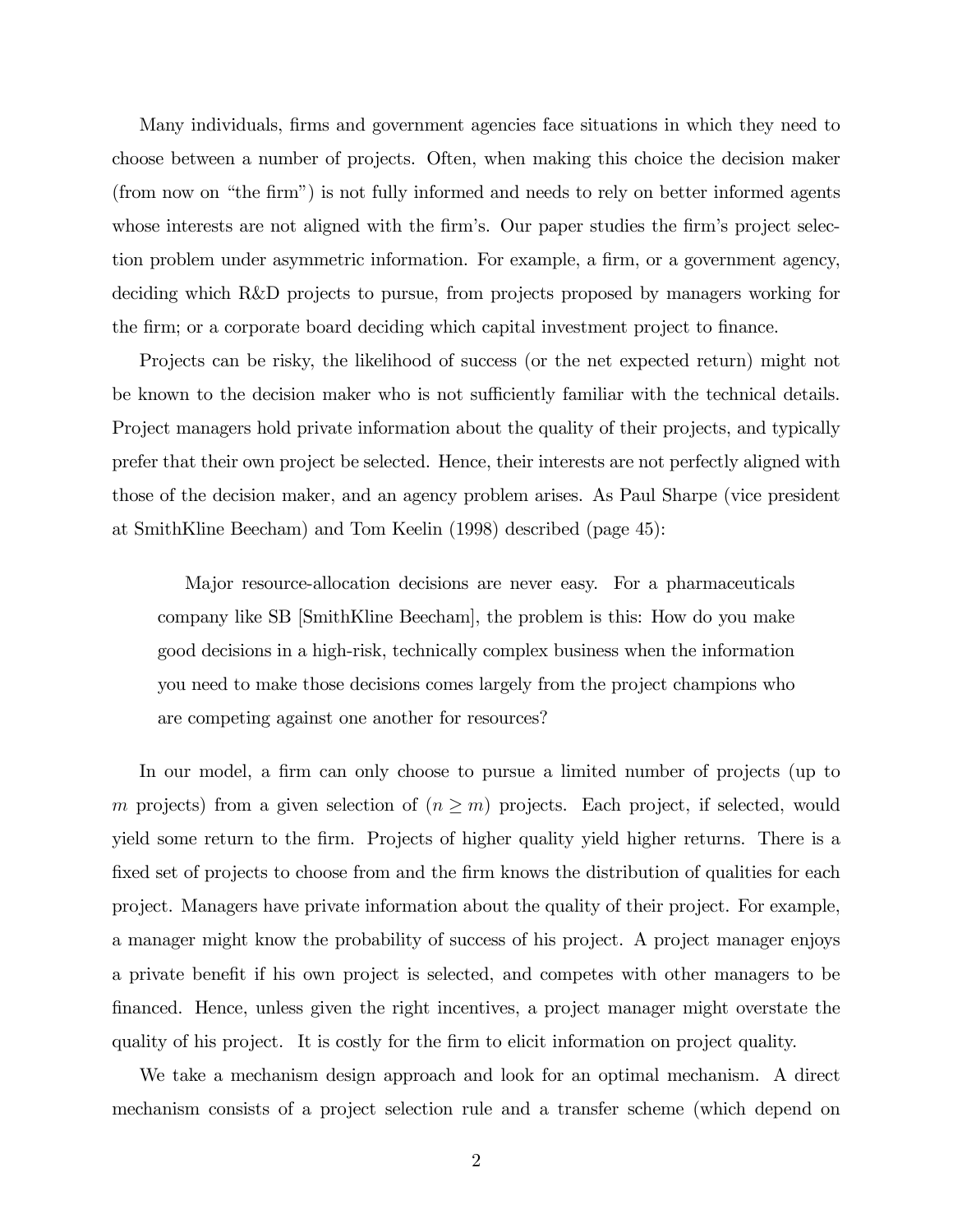Many individuals, firms and government agencies face situations in which they need to choose between a number of projects. Often, when making this choice the decision maker (from now on "the firm") is not fully informed and needs to rely on better informed agents whose interests are not aligned with the firm's. Our paper studies the firm's project selection problem under asymmetric information. For example, a firm, or a government agency, deciding which R&D projects to pursue, from projects proposed by managers working for the firm; or a corporate board deciding which capital investment project to finance.

Projects can be risky, the likelihood of success (or the net expected return) might not be known to the decision maker who is not sufficiently familiar with the technical details. Project managers hold private information about the quality of their projects, and typically prefer that their own project be selected. Hence, their interests are not perfectly aligned with those of the decision maker, and an agency problem arises. As Paul Sharpe (vice president at SmithKline Beecham) and Tom Keelin (1998) described (page 45):

> Major resource-allocation decisions are never easy. For a pharmaceuticals company like SB [SmithKline Beecham], the problem is this: How do you make good decisions in a high-risk, technically complex business when the information you need to make those decisions comes largely from the project champions who are competing against one another for resources?

In our model, a firm can only choose to pursue a limited number of projects (up to $m$ projects) from a given selection of ($n \geq m$) projects. Each project, if selected, would yield some return to the firm. Projects of higher quality yield higher returns. There is a fixed set of projects to choose from and the firm knows the distribution of qualities for each project. Managers have private information about the quality of their project. For example, a manager might know the probability of success of his project. A project manager enjoys a private benefit if his own project is selected, and competes with other managers to be financed. Hence, unless given the right incentives, a project manager might overstate the quality of his project. It is costly for the firm to elicit information on project quality.

We take a mechanism design approach and look for an optimal mechanism. A direct mechanism consists of a project selection rule and a transfer scheme (which depend on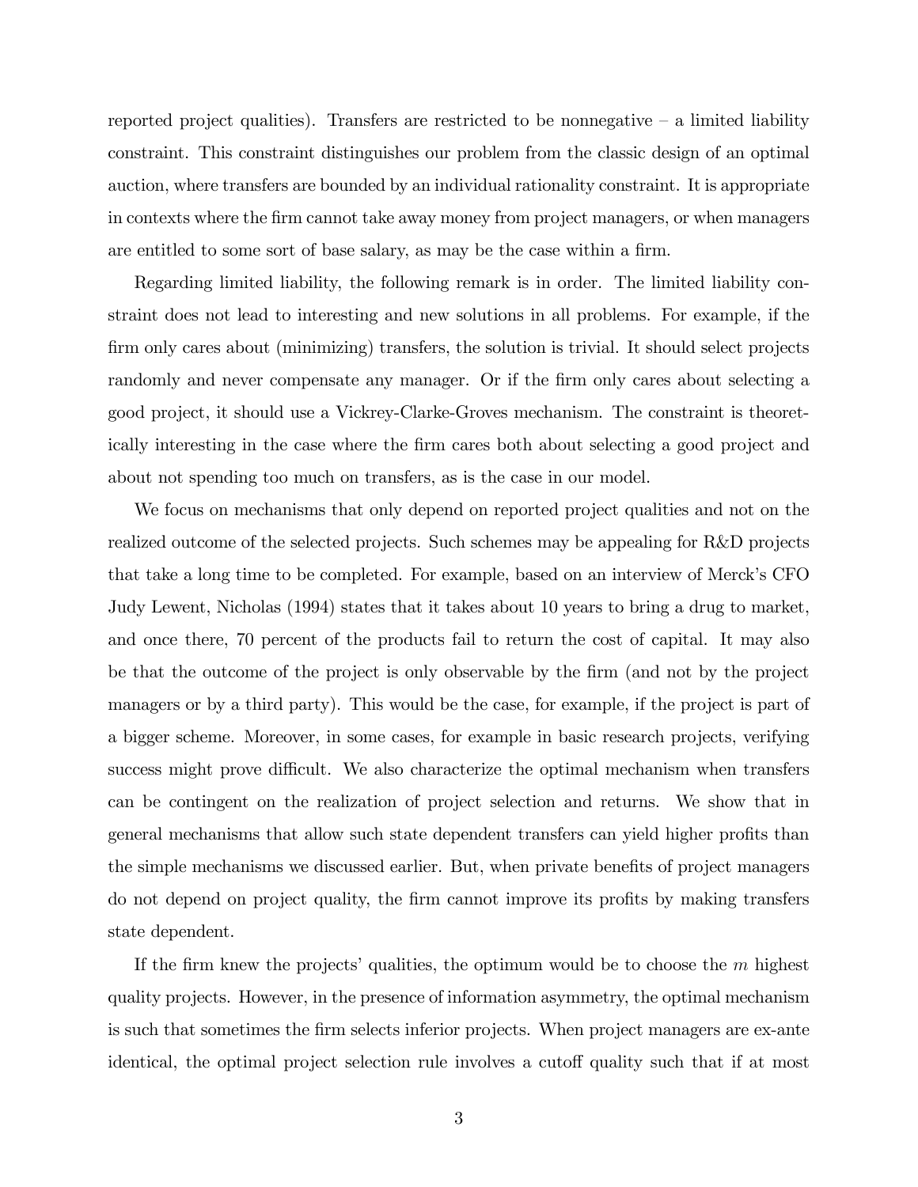reported project qualities). Transfers are restricted to be nonnegative – a limited liability constraint. This constraint distinguishes our problem from the classic design of an optimal auction, where transfers are bounded by an individual rationality constraint. It is appropriate in contexts where the firm cannot take away money from project managers, or when managers are entitled to some sort of base salary, as may be the case within a firm.

Regarding limited liability, the following remark is in order. The limited liability constraint does not lead to interesting and new solutions in all problems. For example, if the firm only cares about (minimizing) transfers, the solution is trivial. It should select projects randomly and never compensate any manager. Or if the firm only cares about selecting a good project, it should use a Vickrey-Clarke-Groves mechanism. The constraint is theoretically interesting in the case where the firm cares both about selecting a good project and about not spending too much on transfers, as is the case in our model.

We focus on mechanisms that only depend on reported project qualities and not on the realized outcome of the selected projects. Such schemes may be appealing for R&D projects that take a long time to be completed. For example, based on an interview of Merck's CFO Judy Lewent, Nicholas (1994) states that it takes about 10 years to bring a drug to market, and once there, 70 percent of the products fail to return the cost of capital. It may also be that the outcome of the project is only observable by the firm (and not by the project managers or by a third party). This would be the case, for example, if the project is part of a bigger scheme. Moreover, in some cases, for example in basic research projects, verifying success might prove difficult. We also characterize the optimal mechanism when transfers can be contingent on the realization of project selection and returns. We show that in general mechanisms that allow such state dependent transfers can yield higher profits than the simple mechanisms we discussed earlier. But, when private benefits of project managers do not depend on project quality, the firm cannot improve its profits by making transfers state dependent.

If the firm knew the projects' qualities, the optimum would be to choose the $m$ highest quality projects. However, in the presence of information asymmetry, the optimal mechanism is such that sometimes the firm selects inferior projects. When project managers are ex-ante identical, the optimal project selection rule involves a cutoff quality such that if at most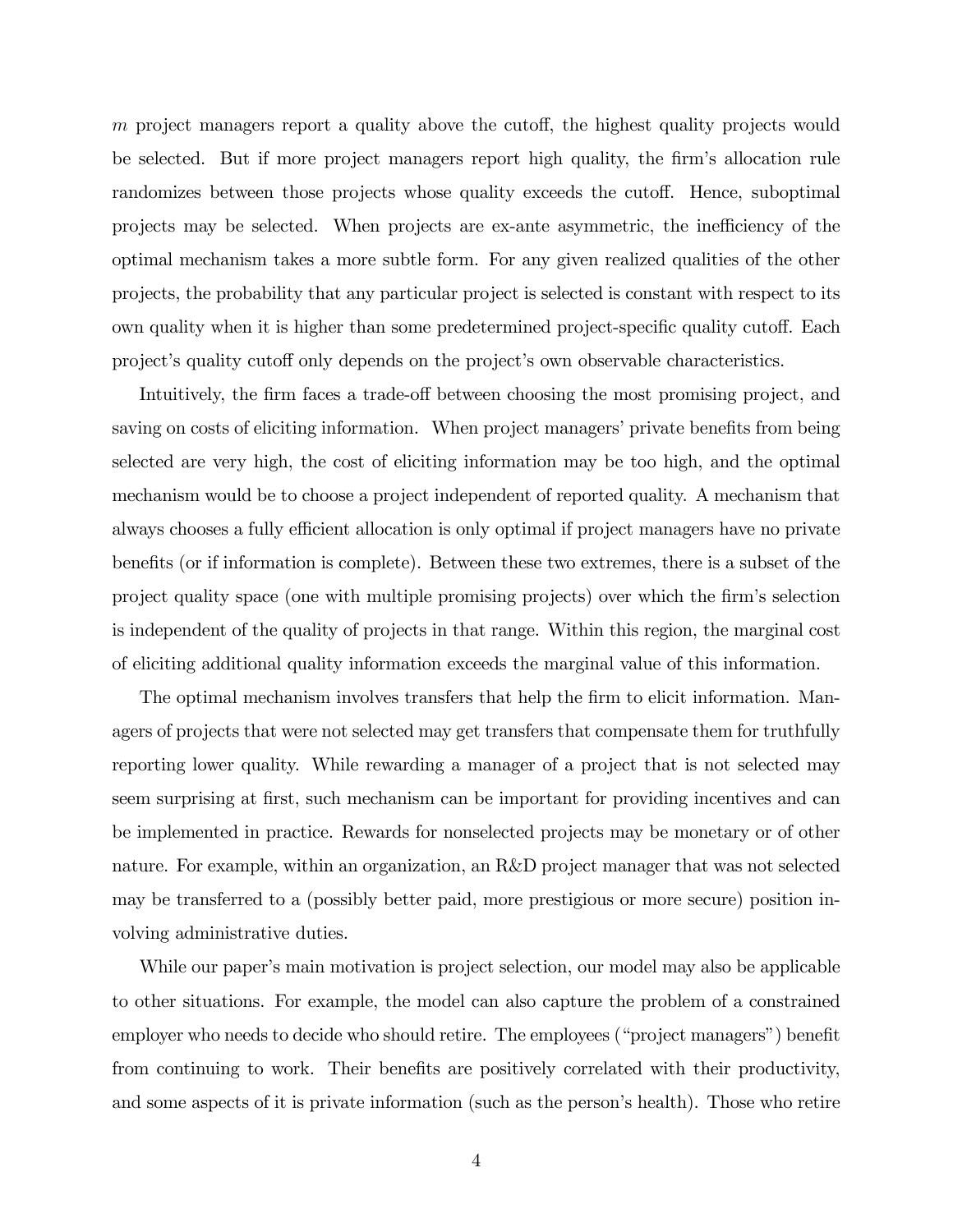$m$ project managers report a quality above the cutoff, the highest quality projects would be selected. But if more project managers report high quality, the firm's allocation rule randomizes between those projects whose quality exceeds the cutoff. Hence, suboptimal projects may be selected. When projects are ex-ante asymmetric, the inefficiency of the optimal mechanism takes a more subtle form. For any given realized qualities of the other projects, the probability that any particular project is selected is constant with respect to its own quality when it is higher than some predetermined project-specific quality cutoff. Each project's quality cutoff only depends on the project's own observable characteristics.

Intuitively, the firm faces a trade-off between choosing the most promising project, and saving on costs of eliciting information. When project managers' private benefits from being selected are very high, the cost of eliciting information may be too high, and the optimal mechanism would be to choose a project independent of reported quality. A mechanism that always chooses a fully efficient allocation is only optimal if project managers have no private benefits (or if information is complete). Between these two extremes, there is a subset of the project quality space (one with multiple promising projects) over which the firm's selection is independent of the quality of projects in that range. Within this region, the marginal cost of eliciting additional quality information exceeds the marginal value of this information.

The optimal mechanism involves transfers that help the firm to elicit information. Managers of projects that were not selected may get transfers that compensate them for truthfully reporting lower quality. While rewarding a manager of a project that is not selected may seem surprising at first, such mechanism can be important for providing incentives and can be implemented in practice. Rewards for nonselected projects may be monetary or of other nature. For example, within an organization, an R&D project manager that was not selected may be transferred to a (possibly better paid, more prestigious or more secure) position involving administrative duties.

While our paper's main motivation is project selection, our model may also be applicable to other situations. For example, the model can also capture the problem of a constrained employer who needs to decide who should retire. The employees ("project managers") benefit from continuing to work. Their benefits are positively correlated with their productivity, and some aspects of it is private information (such as the person's health). Those who retire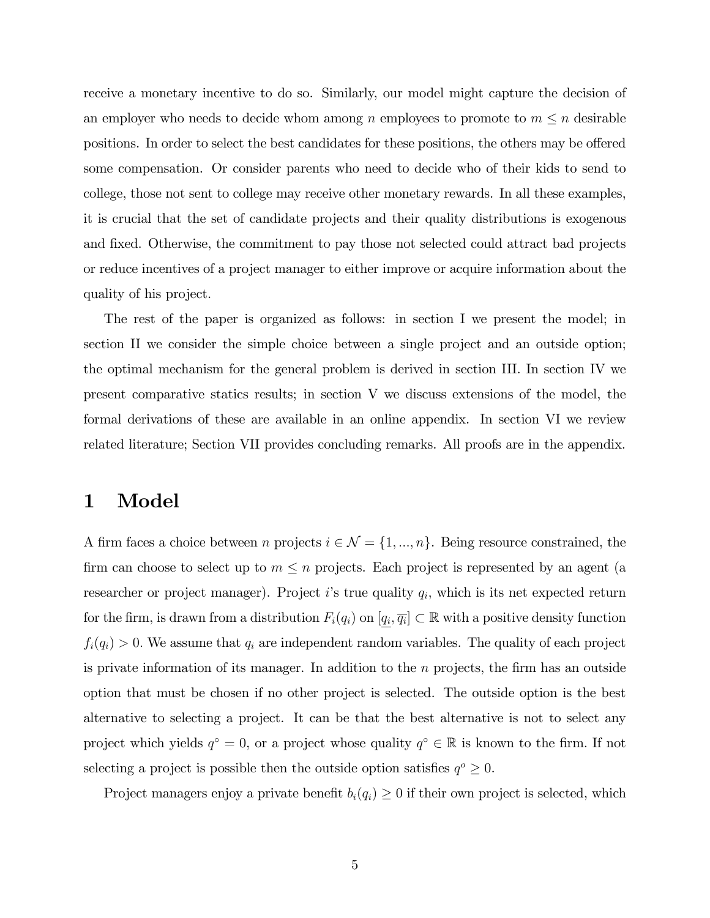receive a monetary incentive to do so. Similarly, our model might capture the decision of an employer who needs to decide whom among $n$ employees to promote to $m \leq n$ desirable positions. In order to select the best candidates for these positions, the others may be offered some compensation. Or consider parents who need to decide who of their kids to send to college, those not sent to college may receive other monetary rewards. In all these examples, it is crucial that the set of candidate projects and their quality distributions is exogenous and fixed. Otherwise, the commitment to pay those not selected could attract bad projects or reduce incentives of a project manager to either improve or acquire information about the quality of his project.

The rest of the paper is organized as follows: in section I we present the model; in section II we consider the simple choice between a single project and an outside option; the optimal mechanism for the general problem is derived in section III. In section IV we present comparative statics results; in section V we discuss extensions of the model, the formal derivations of these are available in an online appendix. In section VI we review related literature; Section VII provides concluding remarks. All proofs are in the appendix.

# 1 Model

A firm faces a choice between $n$ projects $i \in \mathcal{N} = \{1, ..., n\}$. Being resource constrained, the firm can choose to select up to $m \leq n$ projects. Each project is represented by an agent (a researcher or project manager). Project $i$'s true quality $q_i$, which is its net expected return for the firm, is drawn from a distribution $F_i(q_i)$ on $[\underline{q_i}, \overline{q_i}] \subset \mathbb{R}$ with a positive density function $f_i(q_i) > 0$. We assume that $q_i$ are independent random variables. The quality of each project is private information of its manager. In addition to the $n$ projects, the firm has an outside option that must be chosen if no other project is selected. The outside option is the best alternative to selecting a project. It can be that the best alternative is not to select any project which yields $q^{\circ} = 0$, or a project whose quality $q^{\circ} \in \mathbb{R}$ is known to the firm. If not selecting a project is possible then the outside option satisfies $q^{o} \geq 0$.

Project managers enjoy a private benefit $b_i(q_i) \geq 0$ if their own project is selected, which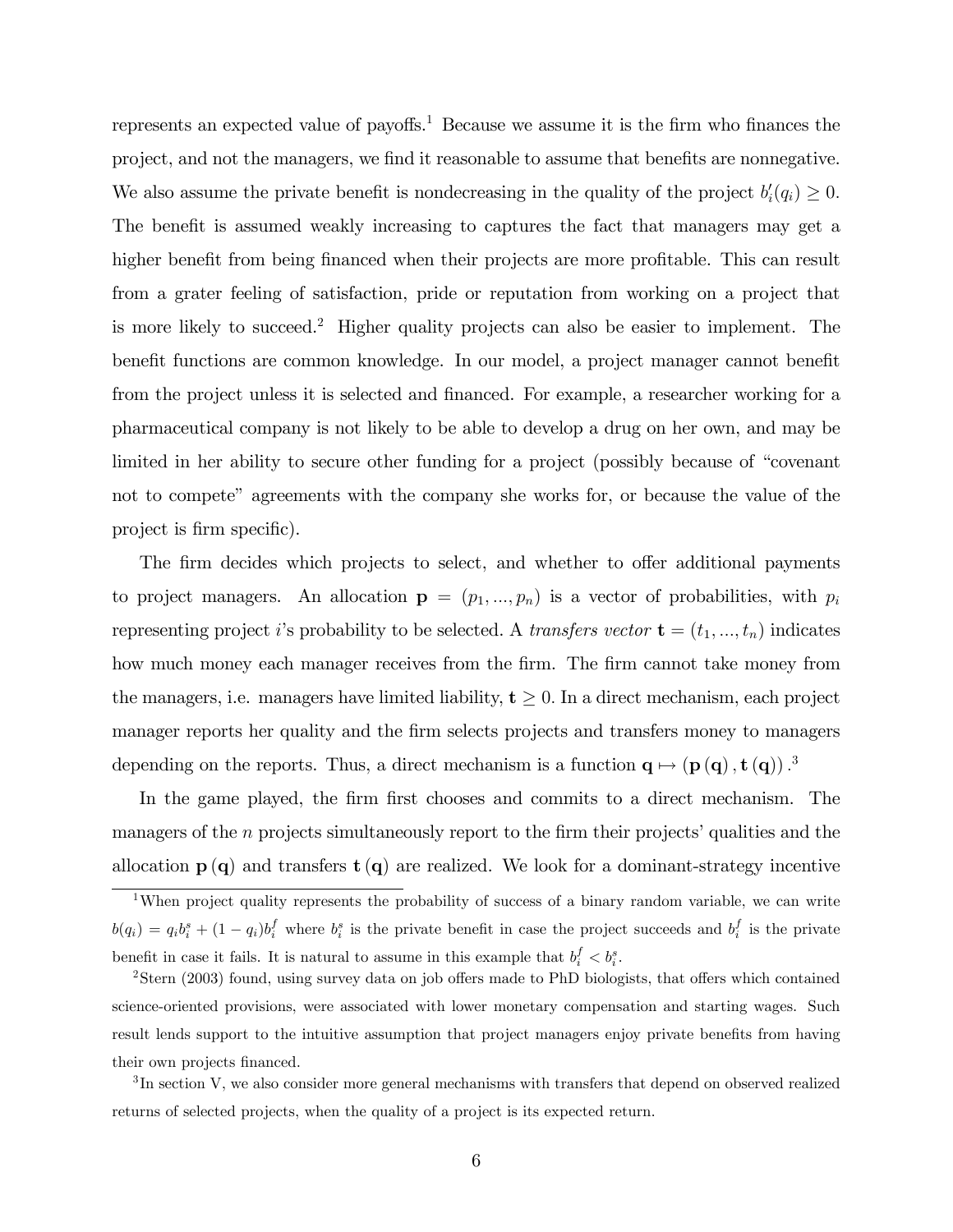represents an expected value of payoffs.[1] Because we assume it is the firm who finances the project, and not the managers, we find it reasonable to assume that benefits are nonnegative. We also assume the private benefit is nondecreasing in the quality of the project $b_i'(q_i) \geq 0$. The benefit is assumed weakly increasing to captures the fact that managers may get a higher benefit from being financed when their projects are more profitable. This can result from a grater feeling of satisfaction, pride or reputation from working on a project that is more likely to succeed.[2] Higher quality projects can also be easier to implement. The benefit functions are common knowledge. In our model, a project manager cannot benefit from the project unless it is selected and financed. For example, a researcher working for a pharmaceutical company is not likely to be able to develop a drug on her own, and may be limited in her ability to secure other funding for a project (possibly because of "covenant not to compete" agreements with the company she works for, or because the value of the project is firm specific).

The firm decides which projects to select, and whether to offer additional payments to project managers. An allocation $\mathbf{p} = (p_1, ..., p_n)$ is a vector of probabilities, with $p_i$ representing project $i$'s probability to be selected. A *transfers vector* $\mathbf{t} = (t_1, ..., t_n)$ indicates how much money each manager receives from the firm. The firm cannot take money from the managers, i.e. managers have limited liability, $\mathbf{t} \geq 0$. In a direct mechanism, each project manager reports her quality and the firm selects projects and transfers money to managers depending on the reports. Thus, a direct mechanism is a function $\mathbf{q} \mapsto (\mathbf{p}(\mathbf{q}), \mathbf{t}(\mathbf{q}))$.[3]

In the game played, the firm first chooses and commits to a direct mechanism. The managers of the $n$ projects simultaneously report to the firm their projects' qualities and the allocation $\mathbf{p}(\mathbf{q})$ and transfers $\mathbf{t}(\mathbf{q})$ are realized. We look for a dominant-strategy incentive

---

[1] When project quality represents the probability of success of a binary random variable, we can write $b(q_i) = q_i b_i^s + (1 - q_i) b_i^f$ where $b_i^s$ is the private benefit in case the project succeeds and $b_i^f$ is the private benefit in case it fails. It is natural to assume in this example that $b_i^f < b_i^s$.

[2] Stern (2003) found, using survey data on job offers made to PhD biologists, that offers which contained science-oriented provisions, were associated with lower monetary compensation and starting wages. Such result lends support to the intuitive assumption that project managers enjoy private benefits from having their own projects financed.

[3] In section V, we also consider more general mechanisms with transfers that depend on observed realized returns of selected projects, when the quality of a project is its expected return.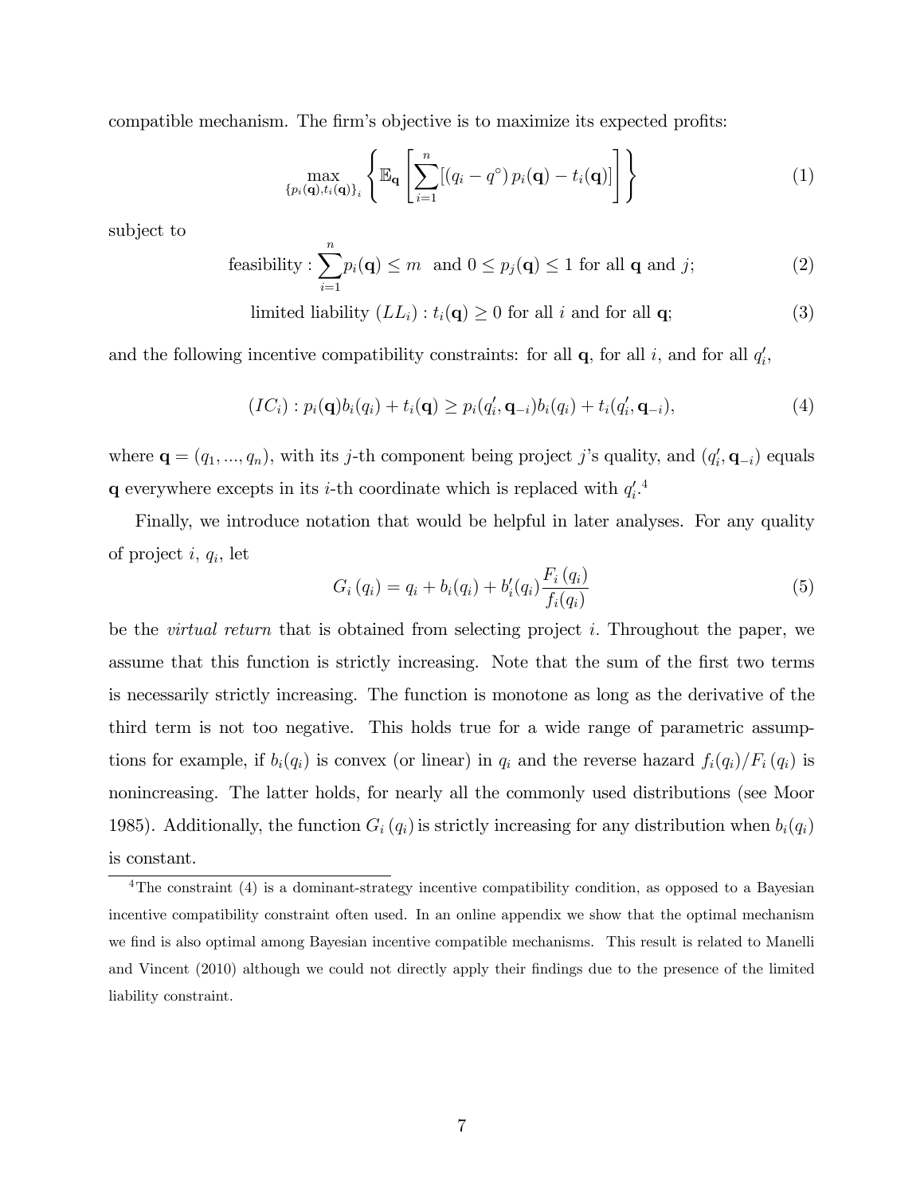compatible mechanism. The firm's objective is to maximize its expected profits:

$$\max_{\{p_i(\mathbf{q}),t_i(\mathbf{q})\}_i} \left\{ \mathbb{E}_{\mathbf{q}} \left[ \sum_{i=1}^{n} [(q_i - q^\circ)\, p_i(\mathbf{q}) - t_i(\mathbf{q})] \right] \right\} \tag{1}$$

subject to

$$\text{feasibility} : \sum_{i=1}^{n} p_i(\mathbf{q}) \leq m \;\; \text{and } 0 \leq p_j(\mathbf{q}) \leq 1 \text{ for all } \mathbf{q} \text{ and } j; \tag{2}$$

$$\text{limited liability } (LL_i) : t_i(\mathbf{q}) \geq 0 \text{ for all } i \text{ and for all } \mathbf{q}; \tag{3}$$

and the following incentive compatibility constraints: for all $\mathbf{q}$, for all $i$, and for all $q_i'$,

$$(IC_i) : p_i(\mathbf{q}) b_i(q_i) + t_i(\mathbf{q}) \geq p_i(q_i', \mathbf{q}_{-i}) b_i(q_i) + t_i(q_i', \mathbf{q}_{-i}), \tag{4}$$

where $\mathbf{q} = (q_1, ..., q_n)$, with its $j$-th component being project $j$'s quality, and $(q_i', \mathbf{q}_{-i})$ equals $\mathbf{q}$ everywhere excepts in its $i$-th coordinate which is replaced with $q_i'$.[4]

Finally, we introduce notation that would be helpful in later analyses. For any quality of project $i$, $q_i$, let

$$G_i(q_i) = q_i + b_i(q_i) + b_i'(q_i) \frac{F_i(q_i)}{f_i(q_i)} \tag{5}$$

be the *virtual return* that is obtained from selecting project $i$. Throughout the paper, we assume that this function is strictly increasing. Note that the sum of the first two terms is necessarily strictly increasing. The function is monotone as long as the derivative of the third term is not too negative. This holds true for a wide range of parametric assumptions for example, if $b_i(q_i)$ is convex (or linear) in $q_i$ and the reverse hazard $f_i(q_i)/F_i(q_i)$ is nonincreasing. The latter holds, for nearly all the commonly used distributions (see Moor 1985). Additionally, the function $G_i(q_i)$ is strictly increasing for any distribution when $b_i(q_i)$ is constant.

[4] The constraint (4) is a dominant-strategy incentive compatibility condition, as opposed to a Bayesian incentive compatibility constraint often used. In an online appendix we show that the optimal mechanism we find is also optimal among Bayesian incentive compatible mechanisms. This result is related to Manelli and Vincent (2010) although we could not directly apply their findings due to the presence of the limited liability constraint.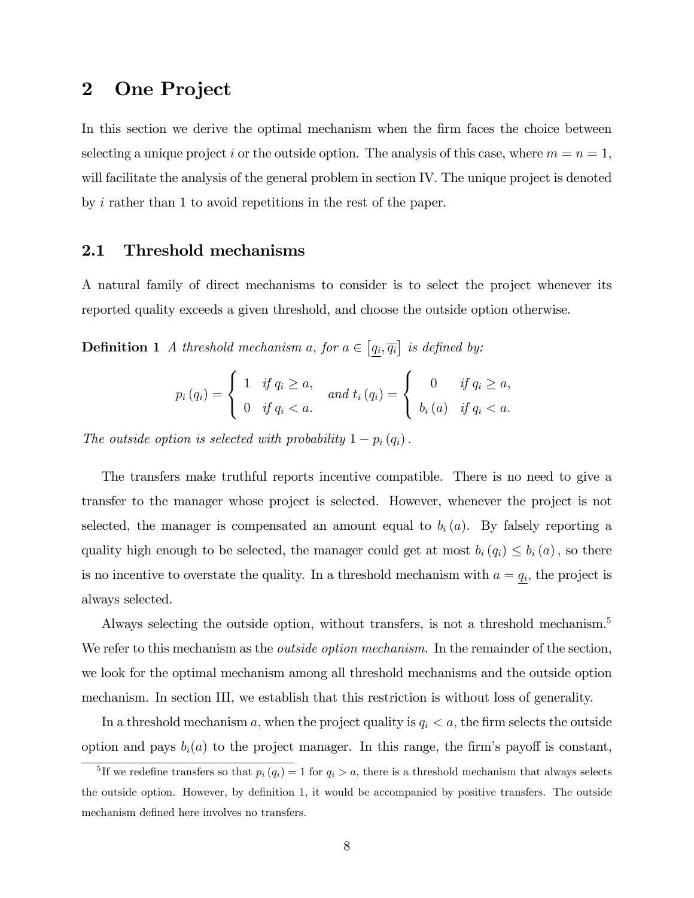# 2 One Project

In this section we derive the optimal mechanism when the firm faces the choice between selecting a unique project $i$ or the outside option. The analysis of this case, where $m = n = 1$, will facilitate the analysis of the general problem in section IV. The unique project is denoted by $i$ rather than 1 to avoid repetitions in the rest of the paper.

## 2.1 Threshold mechanisms

A natural family of direct mechanisms to consider is to select the project whenever its reported quality exceeds a given threshold, and choose the outside option otherwise.

**Definition 1** *A threshold mechanism $a$, for $a \in \left[\underline{q_i}, \overline{q_i}\right]$ is defined by:*

$$p_i(q_i) = \begin{cases} 1 & \text{if } q_i \geq a, \\ 0 & \text{if } q_i < a. \end{cases} \quad \text{and } t_i(q_i) = \begin{cases} 0 & \text{if } q_i \geq a, \\ b_i(a) & \text{if } q_i < a. \end{cases}$$

*The outside option is selected with probability $1 - p_i(q_i)$.*

The transfers make truthful reports incentive compatible. There is no need to give a transfer to the manager whose project is selected. However, whenever the project is not selected, the manager is compensated an amount equal to $b_i(a)$. By falsely reporting a quality high enough to be selected, the manager could get at most $b_i(q_i) \leq b_i(a)$, so there is no incentive to overstate the quality. In a threshold mechanism with $a = \underline{q_i}$, the project is always selected.

Always selecting the outside option, without transfers, is not a threshold mechanism.[5] We refer to this mechanism as the *outside option mechanism.* In the remainder of the section, we look for the optimal mechanism among all threshold mechanisms and the outside option mechanism. In section III, we establish that this restriction is without loss of generality.

In a threshold mechanism $a$, when the project quality is $q_i < a$, the firm selects the outside option and pays $b_i(a)$ to the project manager. In this range, the firm's payoff is constant,

[5] If we redefine transfers so that $p_i(q_i) = 1$ for $q_i > a$, there is a threshold mechanism that always selects the outside option. However, by definition 1, it would be accompanied by positive transfers. The outside mechanism defined here involves no transfers.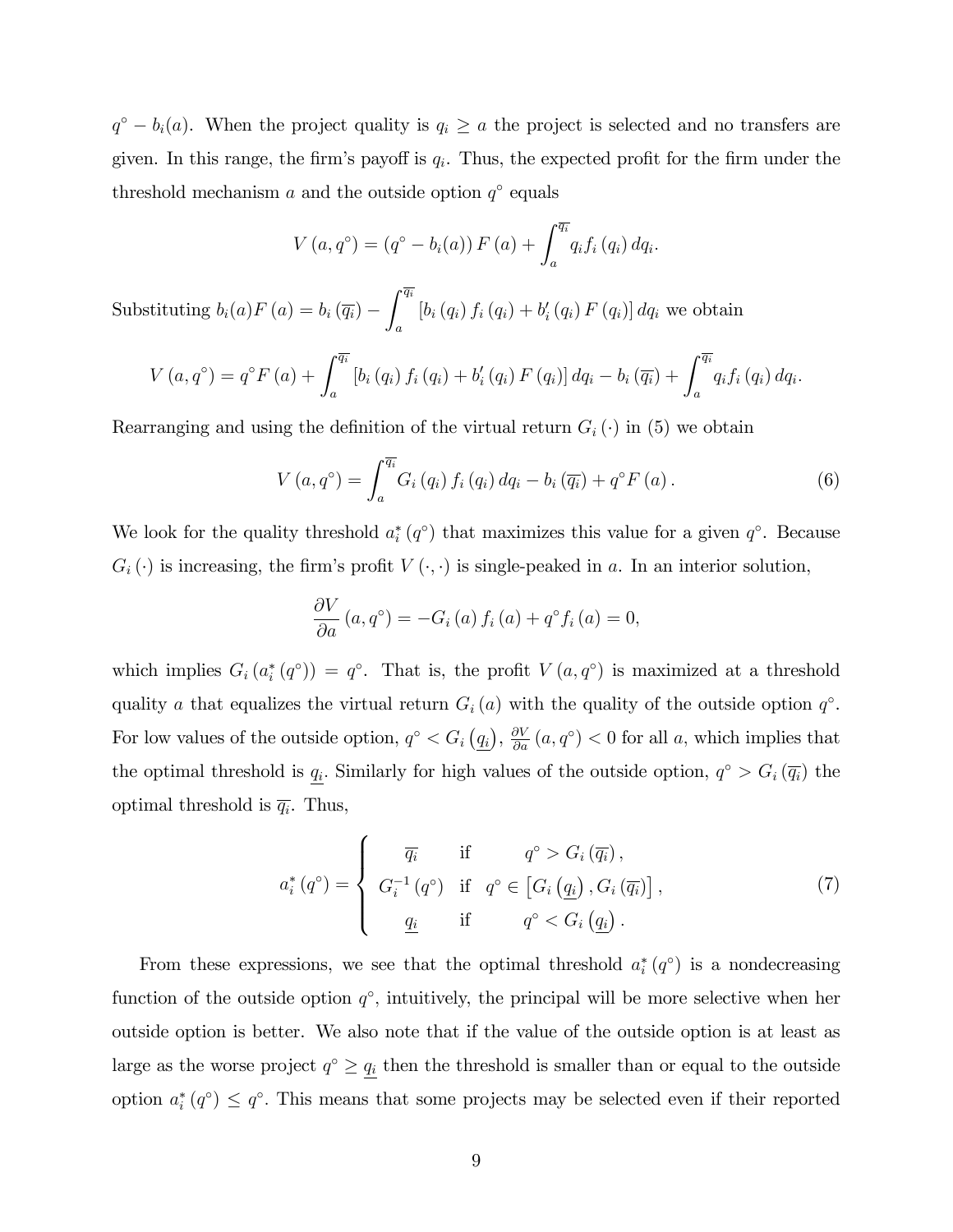$q^{\circ} - b_i(a)$. When the project quality is $q_i \geq a$ the project is selected and no transfers are given. In this range, the firm's payoff is $q_i$. Thus, the expected profit for the firm under the threshold mechanism $a$ and the outside option $q^{\circ}$ equals

$$V\left(a, q^{\circ}\right) = \left(q^{\circ} - b_i(a)\right) F\left(a\right) + \int_a^{\overline{q_i}} q_i f_i\left(q_i\right) dq_i.$$

Substituting $b_i(a)F\left(a\right) = b_i\left(\overline{q_i}\right) - \int_a^{\overline{q_i}} \left[b_i\left(q_i\right) f_i\left(q_i\right) + b_i'\left(q_i\right) F\left(q_i\right)\right] dq_i$ we obtain

$$V\left(a, q^{\circ}\right) = q^{\circ} F\left(a\right) + \int_a^{\overline{q_i}} \left[b_i\left(q_i\right) f_i\left(q_i\right) + b_i'\left(q_i\right) F\left(q_i\right)\right] dq_i - b_i\left(\overline{q_i}\right) + \int_a^{\overline{q_i}} q_i f_i\left(q_i\right) dq_i.$$

Rearranging and using the definition of the virtual return $G_i\left(\cdot\right)$ in (5) we obtain

$$V\left(a, q^{\circ}\right) = \int_a^{\overline{q_i}} G_i\left(q_i\right) f_i\left(q_i\right) dq_i - b_i\left(\overline{q_i}\right) + q^{\circ} F\left(a\right). \tag{6}$$

We look for the quality threshold $a_i^*\left(q^{\circ}\right)$ that maximizes this value for a given $q^{\circ}$. Because $G_i\left(\cdot\right)$ is increasing, the firm's profit $V\left(\cdot,\cdot\right)$ is single-peaked in $a$. In an interior solution,

$$\frac{\partial V}{\partial a}\left(a, q^{\circ}\right) = -G_i\left(a\right) f_i\left(a\right) + q^{\circ} f_i\left(a\right) = 0,$$

which implies $G_i\left(a_i^*\left(q^{\circ}\right)\right) = q^{\circ}$. That is, the profit $V\left(a, q^{\circ}\right)$ is maximized at a threshold quality $a$ that equalizes the virtual return $G_i\left(a\right)$ with the quality of the outside option $q^{\circ}$. For low values of the outside option, $q^{\circ} < G_i\left(\underline{q_i}\right)$, $\frac{\partial V}{\partial a}\left(a, q^{\circ}\right) < 0$ for all $a$, which implies that the optimal threshold is $\underline{q_i}$. Similarly for high values of the outside option, $q^{\circ} > G_i\left(\overline{q_i}\right)$ the optimal threshold is $\overline{q_i}$. Thus,

$$a_i^*\left(q^{\circ}\right) = \begin{cases} \overline{q_i} & \text{if} \quad q^{\circ} > G_i\left(\overline{q_i}\right), \\ G_i^{-1}\left(q^{\circ}\right) & \text{if} \quad q^{\circ} \in \left[G_i\left(\underline{q_i}\right), G_i\left(\overline{q_i}\right)\right], \\ \underline{q_i} & \text{if} \quad q^{\circ} < G_i\left(\underline{q_i}\right). \end{cases} \tag{7}$$

From these expressions, we see that the optimal threshold $a_i^*\left(q^{\circ}\right)$ is a nondecreasing function of the outside option $q^{\circ}$, intuitively, the principal will be more selective when her outside option is better. We also note that if the value of the outside option is at least as large as the worse project $q^{\circ} \geq \underline{q_i}$ then the threshold is smaller than or equal to the outside option $a_i^*\left(q^{\circ}\right) \leq q^{\circ}$. This means that some projects may be selected even if their reported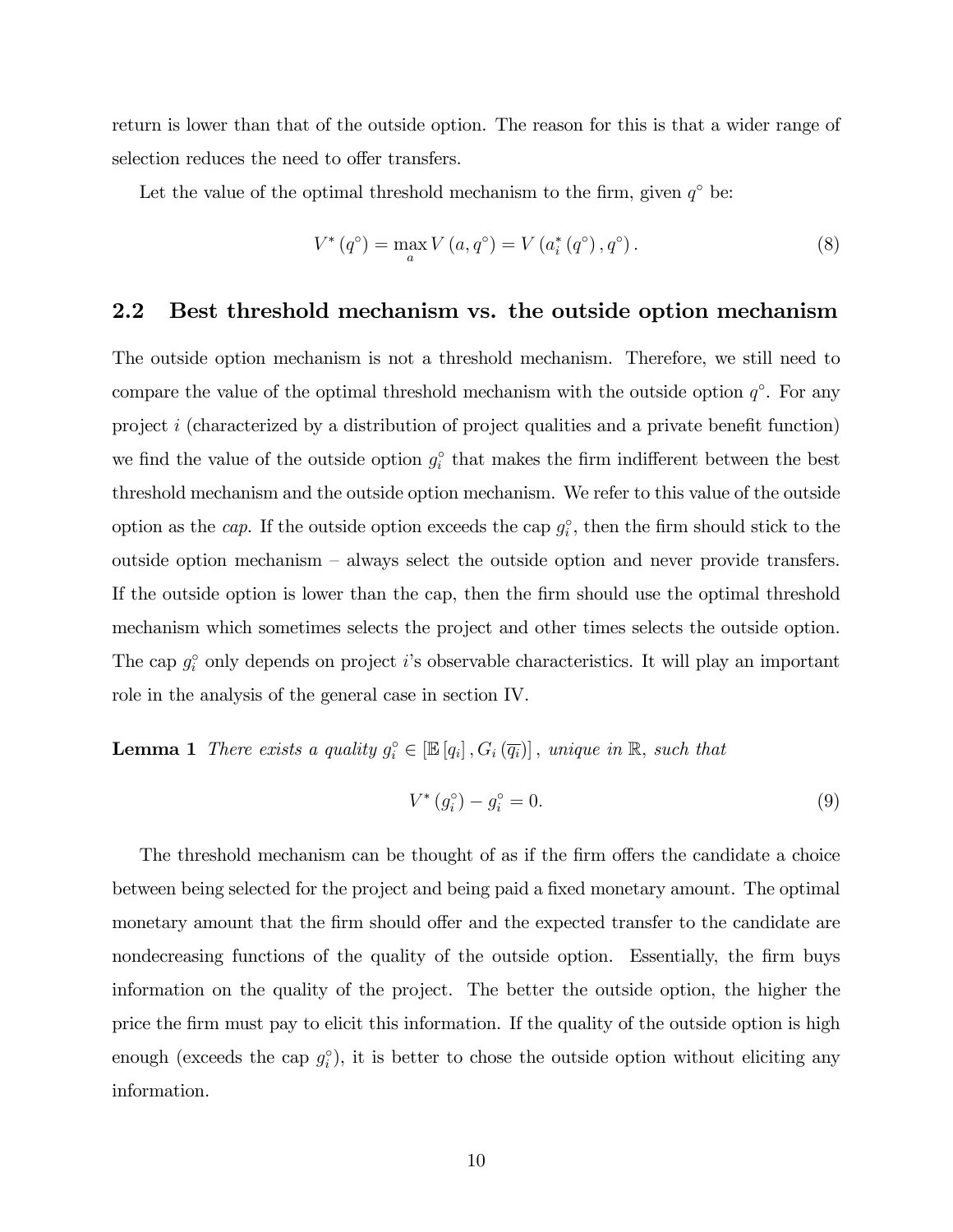return is lower than that of the outside option. The reason for this is that a wider range of selection reduces the need to offer transfers.

Let the value of the optimal threshold mechanism to the firm, given $q^\circ$ be:

$$V^*(q^\circ) = \max_a V(a, q^\circ) = V(a_i^*(q^\circ), q^\circ). \tag{8}$$

## 2.2 Best threshold mechanism vs. the outside option mechanism

The outside option mechanism is not a threshold mechanism. Therefore, we still need to compare the value of the optimal threshold mechanism with the outside option $q^\circ$. For any project $i$ (characterized by a distribution of project qualities and a private benefit function) we find the value of the outside option $g_i^\circ$ that makes the firm indifferent between the best threshold mechanism and the outside option mechanism. We refer to this value of the outside option as the *cap*. If the outside option exceeds the cap $g_i^\circ$, then the firm should stick to the outside option mechanism – always select the outside option and never provide transfers. If the outside option is lower than the cap, then the firm should use the optimal threshold mechanism which sometimes selects the project and other times selects the outside option. The cap $g_i^\circ$ only depends on project $i$'s observable characteristics. It will play an important role in the analysis of the general case in section IV.

**Lemma 1** *There exists a quality $g_i^\circ \in [\mathbb{E}[q_i], G_i(\overline{q_i})]$, unique in $\mathbb{R}$, such that*

$$V^*(g_i^\circ) - g_i^\circ = 0. \tag{9}$$

The threshold mechanism can be thought of as if the firm offers the candidate a choice between being selected for the project and being paid a fixed monetary amount. The optimal monetary amount that the firm should offer and the expected transfer to the candidate are nondecreasing functions of the quality of the outside option. Essentially, the firm buys information on the quality of the project. The better the outside option, the higher the price the firm must pay to elicit this information. If the quality of the outside option is high enough (exceeds the cap $g_i^\circ$), it is better to chose the outside option without eliciting any information.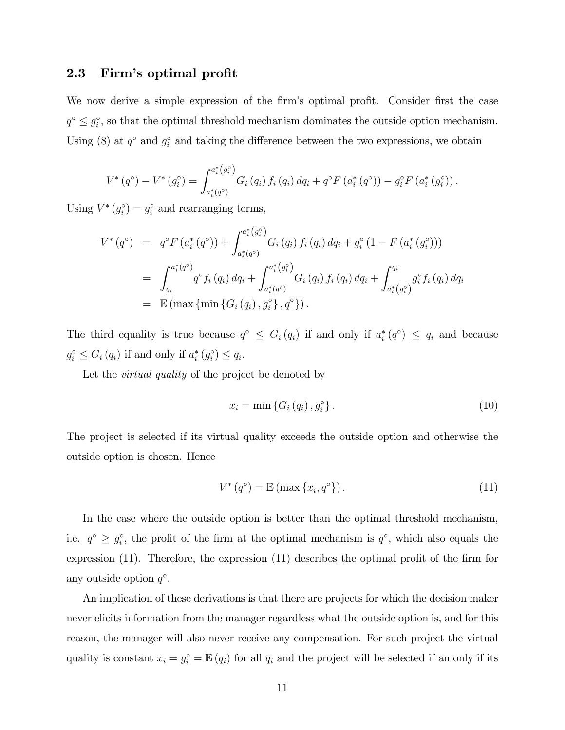### 2.3 Firm's optimal profit

We now derive a simple expression of the firm's optimal profit. Consider first the case $q^\circ \leq g_i^\circ$, so that the optimal threshold mechanism dominates the outside option mechanism. Using (8) at $q^\circ$ and $g_i^\circ$ and taking the difference between the two expressions, we obtain

$$V^*(q^\circ) - V^*(g_i^\circ) = \int_{a_i^*(q^\circ)}^{a_i^*(g_i^\circ)} G_i(q_i) f_i(q_i) \, dq_i + q^\circ F(a_i^*(q^\circ)) - g_i^\circ F(a_i^*(g_i^\circ)).$$

Using $V^*(g_i^\circ) = g_i^\circ$ and rearranging terms,

$$\begin{aligned}
V^*(q^\circ) &= q^\circ F(a_i^*(q^\circ)) + \int_{a_i^*(q^\circ)}^{a_i^*(g_i^\circ)} G_i(q_i) f_i(q_i) \, dq_i + g_i^\circ (1 - F(a_i^*(g_i^\circ))) \\
&= \int_{\underline{q_i}}^{a_i^*(q^\circ)} q^\circ f_i(q_i) \, dq_i + \int_{a_i^*(q^\circ)}^{a_i^*(g_i^\circ)} G_i(q_i) f_i(q_i) \, dq_i + \int_{a_i^*(g_i^\circ)}^{\overline{q_i}} g_i^\circ f_i(q_i) \, dq_i \\
&= \mathbb{E}(\max\{\min\{G_i(q_i), g_i^\circ\}, q^\circ\}).
\end{aligned}$$

The third equality is true because $q^\circ \leq G_i(q_i)$ if and only if $a_i^*(q^\circ) \leq q_i$ and because $g_i^\circ \leq G_i(q_i)$ if and only if $a_i^*(g_i^\circ) \leq q_i$.

Let the *virtual quality* of the project be denoted by

$$x_i = \min\{G_i(q_i), g_i^\circ\}. \tag{10}$$

The project is selected if its virtual quality exceeds the outside option and otherwise the outside option is chosen. Hence

$$V^*(q^\circ) = \mathbb{E}(\max\{x_i, q^\circ\}). \tag{11}$$

In the case where the outside option is better than the optimal threshold mechanism, i.e. $q^\circ \geq g_i^\circ$, the profit of the firm at the optimal mechanism is $q^\circ$, which also equals the expression (11). Therefore, the expression (11) describes the optimal profit of the firm for any outside option $q^\circ$.

An implication of these derivations is that there are projects for which the decision maker never elicits information from the manager regardless what the outside option is, and for this reason, the manager will also never receive any compensation. For such project the virtual quality is constant $x_i = g_i^\circ = \mathbb{E}(q_i)$ for all $q_i$ and the project will be selected if an only if its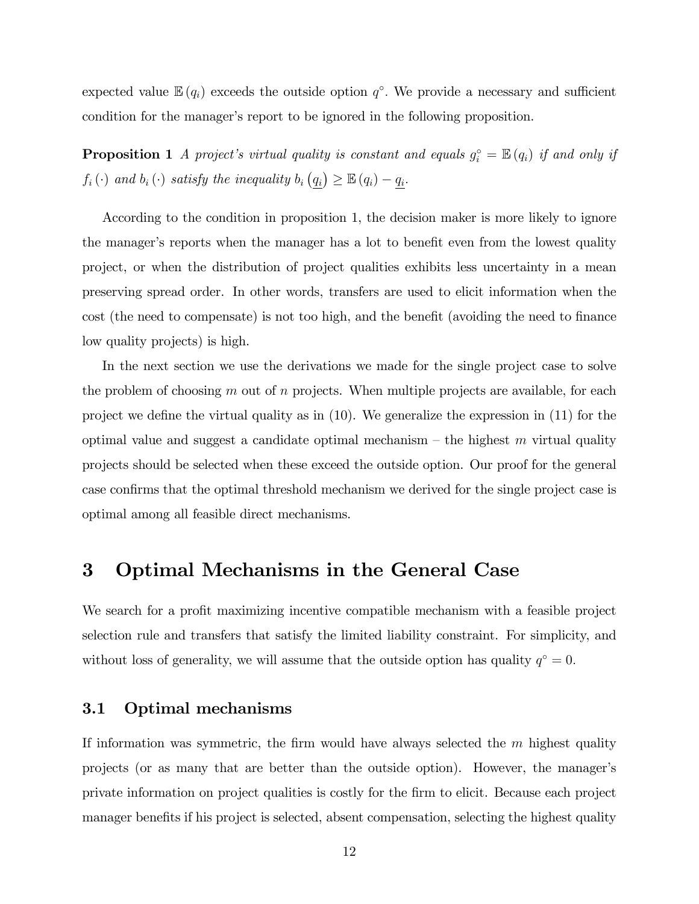expected value $\mathbb{E}(q_i)$ exceeds the outside option $q^{\circ}$. We provide a necessary and sufficient condition for the manager's report to be ignored in the following proposition.

**Proposition 1** *A project's virtual quality is constant and equals $g_i^{\circ} = \mathbb{E}(q_i)$ if and only if $f_i(\cdot)$ and $b_i(\cdot)$ satisfy the inequality $b_i(\underline{q_i}) \geq \mathbb{E}(q_i) - \underline{q_i}$.*

According to the condition in proposition 1, the decision maker is more likely to ignore the manager's reports when the manager has a lot to benefit even from the lowest quality project, or when the distribution of project qualities exhibits less uncertainty in a mean preserving spread order. In other words, transfers are used to elicit information when the cost (the need to compensate) is not too high, and the benefit (avoiding the need to finance low quality projects) is high.

In the next section we use the derivations we made for the single project case to solve the problem of choosing $m$ out of $n$ projects. When multiple projects are available, for each project we define the virtual quality as in (10). We generalize the expression in (11) for the optimal value and suggest a candidate optimal mechanism – the highest $m$ virtual quality projects should be selected when these exceed the outside option. Our proof for the general case confirms that the optimal threshold mechanism we derived for the single project case is optimal among all feasible direct mechanisms.

# 3 Optimal Mechanisms in the General Case

We search for a profit maximizing incentive compatible mechanism with a feasible project selection rule and transfers that satisfy the limited liability constraint. For simplicity, and without loss of generality, we will assume that the outside option has quality $q^{\circ} = 0$.

## 3.1 Optimal mechanisms

If information was symmetric, the firm would have always selected the $m$ highest quality projects (or as many that are better than the outside option). However, the manager's private information on project qualities is costly for the firm to elicit. Because each project manager benefits if his project is selected, absent compensation, selecting the highest quality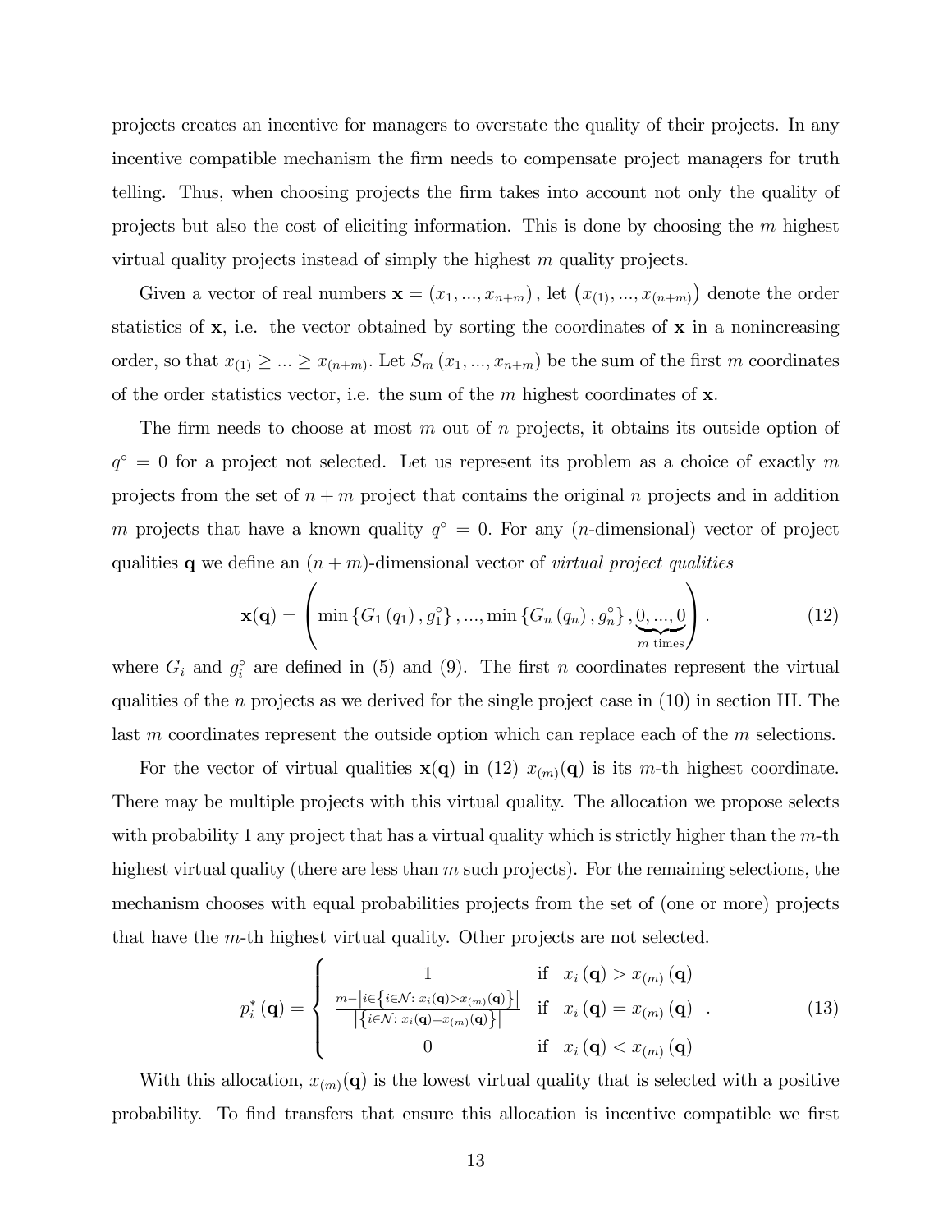projects creates an incentive for managers to overstate the quality of their projects. In any incentive compatible mechanism the firm needs to compensate project managers for truth telling. Thus, when choosing projects the firm takes into account not only the quality of projects but also the cost of eliciting information. This is done by choosing the $m$ highest virtual quality projects instead of simply the highest $m$ quality projects.

Given a vector of real numbers $\mathbf{x} = (x_1, ..., x_{n+m})$, let $\left(x_{(1)}, ..., x_{(n+m)}\right)$ denote the order statistics of $\mathbf{x}$, i.e. the vector obtained by sorting the coordinates of $\mathbf{x}$ in a nonincreasing order, so that $x_{(1)} \geq ... \geq x_{(n+m)}$. Let $S_m(x_1, ..., x_{n+m})$ be the sum of the first $m$ coordinates of the order statistics vector, i.e. the sum of the $m$ highest coordinates of $\mathbf{x}$.

The firm needs to choose at most $m$ out of $n$ projects, it obtains its outside option of $q^\circ = 0$ for a project not selected. Let us represent its problem as a choice of exactly $m$ projects from the set of $n+m$ project that contains the original $n$ projects and in addition $m$ projects that have a known quality $q^\circ = 0$. For any ($n$-dimensional) vector of project qualities $\mathbf{q}$ we define an $(n+m)$-dimensional vector of *virtual project qualities*

$$\mathbf{x}(\mathbf{q}) = \left( \min\left\{G_1(q_1), g_1^\circ\right\}, ..., \min\left\{G_n(q_n), g_n^\circ\right\}, \underbrace{0, ..., 0}_{m \text{ times}} \right). \tag{12}$$

where $G_i$ and $g_i^\circ$ are defined in (5) and (9). The first $n$ coordinates represent the virtual qualities of the $n$ projects as we derived for the single project case in (10) in section III. The last $m$ coordinates represent the outside option which can replace each of the $m$ selections.

For the vector of virtual qualities $\mathbf{x}(\mathbf{q})$ in (12) $x_{(m)}(\mathbf{q})$ is its $m$-th highest coordinate. There may be multiple projects with this virtual quality. The allocation we propose selects with probability 1 any project that has a virtual quality which is strictly higher than the $m$-th highest virtual quality (there are less than $m$ such projects). For the remaining selections, the mechanism chooses with equal probabilities projects from the set of (one or more) projects that have the $m$-th highest virtual quality. Other projects are not selected.

$$p_i^*(\mathbf{q}) = \begin{cases} 1 & \text{if } \; x_i(\mathbf{q}) > x_{(m)}(\mathbf{q}) \\ \frac{m - \left|i \in \left\{i \in \mathcal{N}: \, x_i(\mathbf{q}) > x_{(m)}(\mathbf{q})\right\}\right|}{\left|\left\{i \in \mathcal{N}: \, x_i(\mathbf{q}) = x_{(m)}(\mathbf{q})\right\}\right|} & \text{if } \; x_i(\mathbf{q}) = x_{(m)}(\mathbf{q}) \\ 0 & \text{if } \; x_i(\mathbf{q}) < x_{(m)}(\mathbf{q}) \end{cases}. \tag{13}$$

With this allocation, $x_{(m)}(\mathbf{q})$ is the lowest virtual quality that is selected with a positive probability. To find transfers that ensure this allocation is incentive compatible we first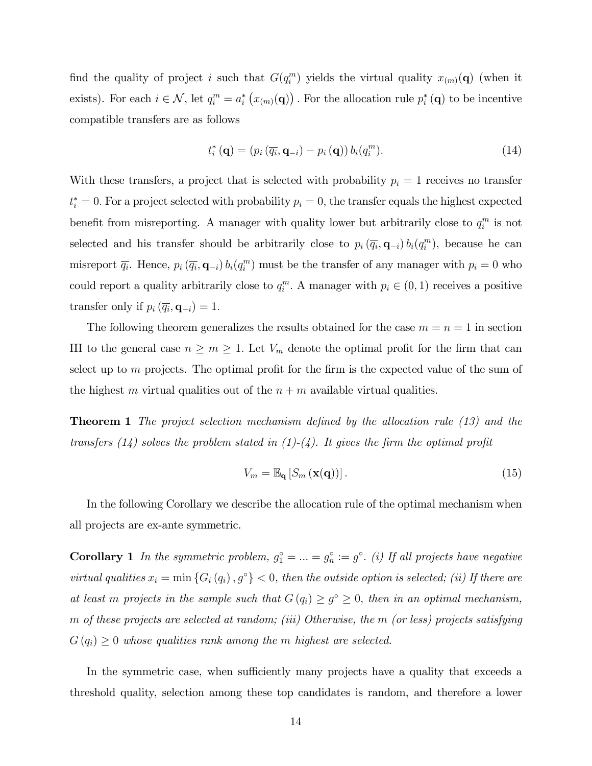find the quality of project $i$ such that $G(q_i^m)$ yields the virtual quality $x_{(m)}(\mathbf{q})$ (when it exists). For each $i \in \mathcal{N}$, let $q_i^m = a_i^* \left(x_{(m)}(\mathbf{q})\right)$. For the allocation rule $p_i^*(\mathbf{q})$ to be incentive compatible transfers are as follows

$$t_i^*(\mathbf{q}) = \left(p_i\left(\overline{q_i}, \mathbf{q}_{-i}\right) - p_i\left(\mathbf{q}\right)\right) b_i(q_i^m). \tag{14}$$

With these transfers, a project that is selected with probability $p_i = 1$ receives no transfer $t_i^* = 0$. For a project selected with probability $p_i = 0$, the transfer equals the highest expected benefit from misreporting. A manager with quality lower but arbitrarily close to $q_i^m$ is not selected and his transfer should be arbitrarily close to $p_i\left(\overline{q_i}, \mathbf{q}_{-i}\right) b_i(q_i^m)$, because he can misreport $\overline{q_i}$. Hence, $p_i\left(\overline{q_i}, \mathbf{q}_{-i}\right) b_i(q_i^m)$ must be the transfer of any manager with $p_i = 0$ who could report a quality arbitrarily close to $q_i^m$. A manager with $p_i \in (0, 1)$ receives a positive transfer only if $p_i\left(\overline{q_i}, \mathbf{q}_{-i}\right) = 1$.

The following theorem generalizes the results obtained for the case $m = n = 1$ in section III to the general case $n \geq m \geq 1$. Let $V_m$ denote the optimal profit for the firm that can select up to $m$ projects. The optimal profit for the firm is the expected value of the sum of the highest $m$ virtual qualities out of the $n + m$ available virtual qualities.

**Theorem 1** *The project selection mechanism defined by the allocation rule (13) and the transfers (14) solves the problem stated in (1)-(4). It gives the firm the optimal profit*

$$V_m = \mathbb{E}_{\mathbf{q}}\left[S_m\left(\mathbf{x}(\mathbf{q})\right)\right]. \tag{15}$$

In the following Corollary we describe the allocation rule of the optimal mechanism when all projects are ex-ante symmetric.

**Corollary 1** *In the symmetric problem, $g_1^\circ = ... = g_n^\circ := g^\circ$. (i) If all projects have negative virtual qualities $x_i = \min\left\{G_i\left(q_i\right), g^\circ\right\} < 0$, then the outside option is selected; (ii) If there are at least $m$ projects in the sample such that $G\left(q_i\right) \geq g^\circ \geq 0$, then in an optimal mechanism, $m$ of these projects are selected at random; (iii) Otherwise, the $m$ (or less) projects satisfying $G\left(q_i\right) \geq 0$ whose qualities rank among the $m$ highest are selected.*

In the symmetric case, when sufficiently many projects have a quality that exceeds a threshold quality, selection among these top candidates is random, and therefore a lower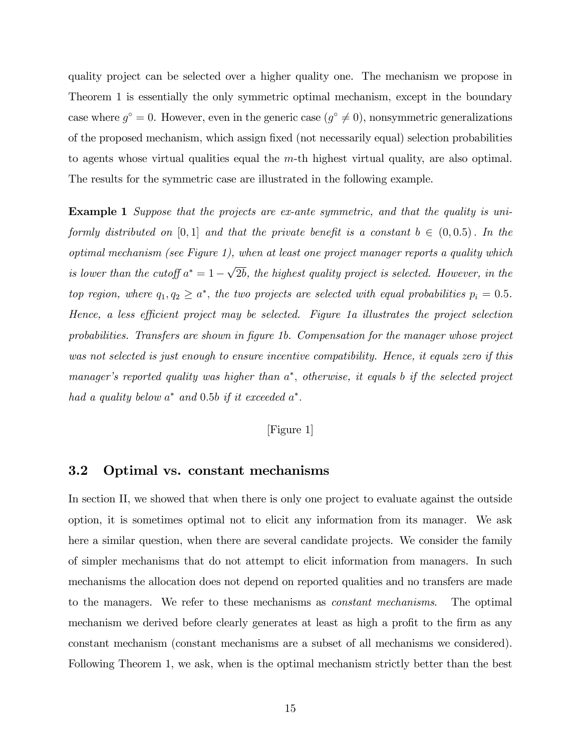quality project can be selected over a higher quality one. The mechanism we propose in Theorem 1 is essentially the only symmetric optimal mechanism, except in the boundary case where $g^{\circ} = 0$. However, even in the generic case ($g^{\circ} \neq 0$), nonsymmetric generalizations of the proposed mechanism, which assign fixed (not necessarily equal) selection probabilities to agents whose virtual qualities equal the $m$-th highest virtual quality, are also optimal. The results for the symmetric case are illustrated in the following example.

**Example 1** *Suppose that the projects are ex-ante symmetric, and that the quality is uniformly distributed on $[0, 1]$ and that the private benefit is a constant $b \in (0, 0.5)$. In the optimal mechanism (see Figure 1), when at least one project manager reports a quality which is lower than the cutoff $a^* = 1 - \sqrt{2b}$, the highest quality project is selected. However, in the top region, where $q_1, q_2 \geq a^*$, the two projects are selected with equal probabilities $p_i = 0.5$. Hence, a less efficient project may be selected. Figure 1a illustrates the project selection probabilities. Transfers are shown in figure 1b. Compensation for the manager whose project was not selected is just enough to ensure incentive compatibility. Hence, it equals zero if this manager's reported quality was higher than $a^*$, otherwise, it equals $b$ if the selected project had a quality below $a^*$ and $0.5b$ if it exceeded $a^*$.*

[Figure 1]

## 3.2 Optimal vs. constant mechanisms

In section II, we showed that when there is only one project to evaluate against the outside option, it is sometimes optimal not to elicit any information from its manager. We ask here a similar question, when there are several candidate projects. We consider the family of simpler mechanisms that do not attempt to elicit information from managers. In such mechanisms the allocation does not depend on reported qualities and no transfers are made to the managers. We refer to these mechanisms as *constant mechanisms*. The optimal mechanism we derived before clearly generates at least as high a profit to the firm as any constant mechanism (constant mechanisms are a subset of all mechanisms we considered). Following Theorem 1, we ask, when is the optimal mechanism strictly better than the best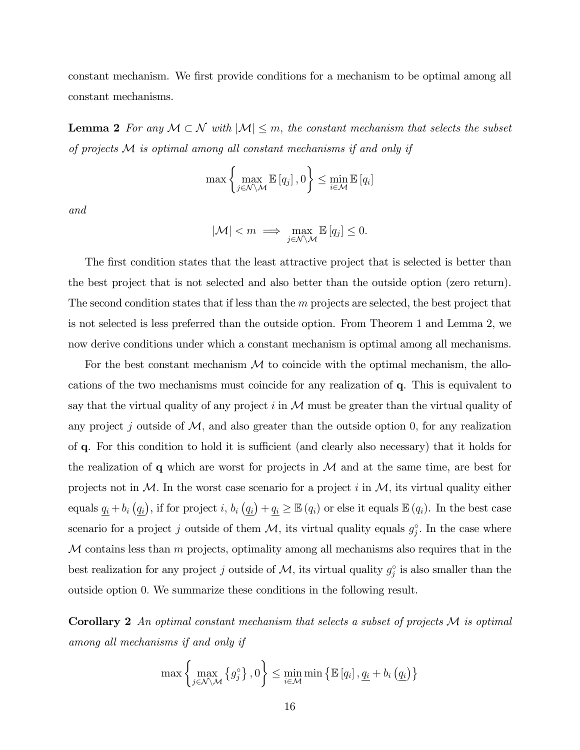constant mechanism. We first provide conditions for a mechanism to be optimal among all constant mechanisms.

**Lemma 2** *For any $\mathcal{M} \subset \mathcal{N}$ with $|\mathcal{M}| \leq m$, the constant mechanism that selects the subset of projects $\mathcal{M}$ is optimal among all constant mechanisms if and only if*

$$\max \left\{ \max_{j \in \mathcal{N} \setminus \mathcal{M}} \mathbb{E}[q_j], 0 \right\} \leq \min_{i \in \mathcal{M}} \mathbb{E}[q_i]$$

*and*

$$|\mathcal{M}| < m \implies \max_{j \in \mathcal{N} \setminus \mathcal{M}} \mathbb{E}[q_j] \leq 0.$$

The first condition states that the least attractive project that is selected is better than the best project that is not selected and also better than the outside option (zero return). The second condition states that if less than the $m$ projects are selected, the best project that is not selected is less preferred than the outside option. From Theorem 1 and Lemma 2, we now derive conditions under which a constant mechanism is optimal among all mechanisms.

For the best constant mechanism $\mathcal{M}$ to coincide with the optimal mechanism, the allocations of the two mechanisms must coincide for any realization of $\mathbf{q}$. This is equivalent to say that the virtual quality of any project $i$ in $\mathcal{M}$ must be greater than the virtual quality of any project $j$ outside of $\mathcal{M}$, and also greater than the outside option 0, for any realization of $\mathbf{q}$. For this condition to hold it is sufficient (and clearly also necessary) that it holds for the realization of $\mathbf{q}$ which are worst for projects in $\mathcal{M}$ and at the same time, are best for projects not in $\mathcal{M}$. In the worst case scenario for a project $i$ in $\mathcal{M}$, its virtual quality either equals $\underline{q_i} + b_i\left(\underline{q_i}\right)$, if for project $i$, $b_i\left(\underline{q_i}\right) + \underline{q_i} \geq \mathbb{E}(q_i)$ or else it equals $\mathbb{E}(q_i)$. In the best case scenario for a project $j$ outside of them $\mathcal{M}$, its virtual quality equals $g_j^{\circ}$. In the case where $\mathcal{M}$ contains less than $m$ projects, optimality among all mechanisms also requires that in the best realization for any project $j$ outside of $\mathcal{M}$, its virtual quality $g_j^{\circ}$ is also smaller than the outside option 0. We summarize these conditions in the following result.

**Corollary 2** *An optimal constant mechanism that selects a subset of projects $\mathcal{M}$ is optimal among all mechanisms if and only if*

$$\max \left\{ \max_{j \in \mathcal{N} \setminus \mathcal{M}} \left\{ g_j^{\circ} \right\}, 0 \right\} \leq \min_{i \in \mathcal{M}} \min \left\{ \mathbb{E}[q_i], \underline{q_i} + b_i\left(\underline{q_i}\right) \right\}$$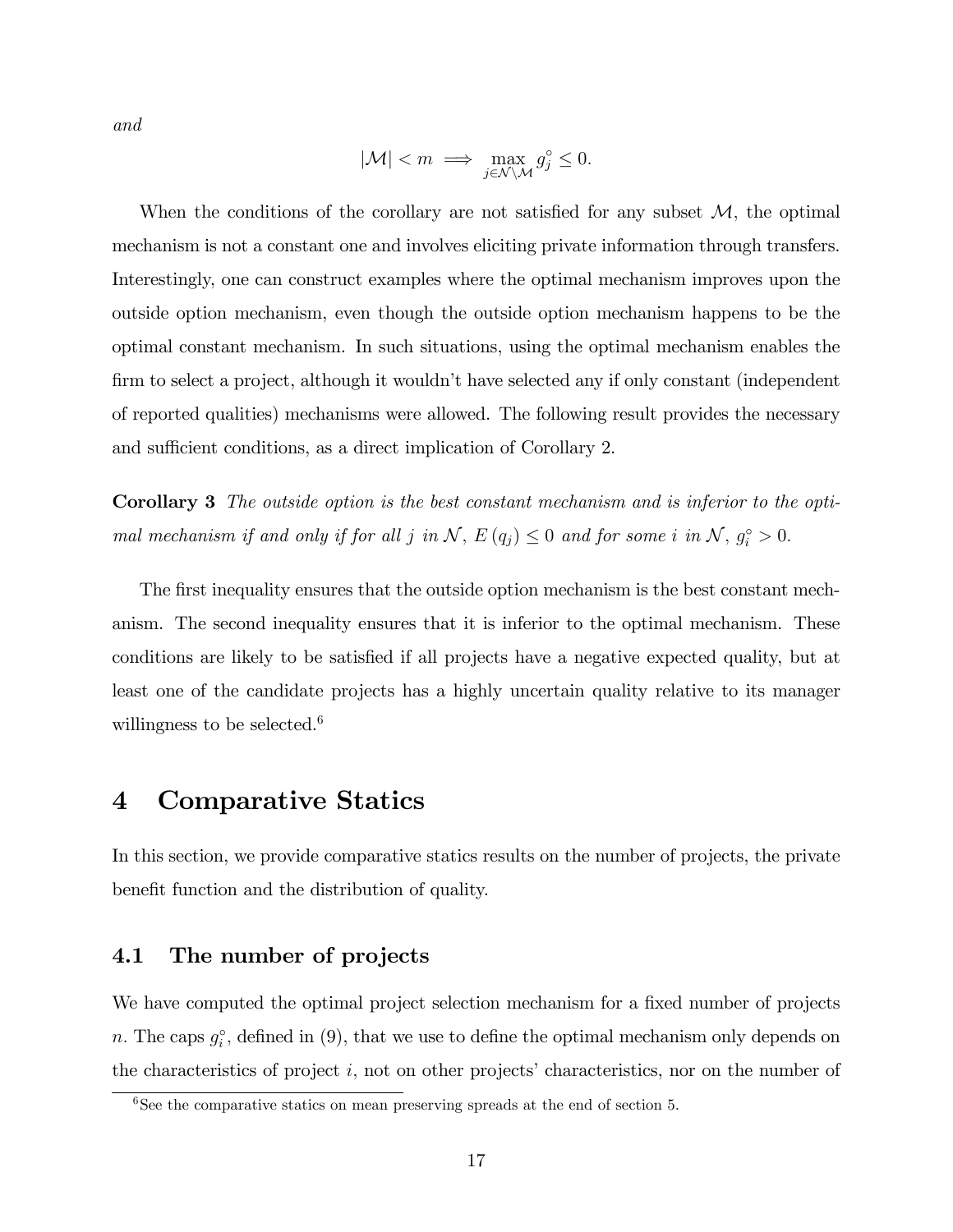*and*

$$|\mathcal{M}| < m \implies \max_{j \in \mathcal{N} \setminus \mathcal{M}} g_j^\circ \leq 0.$$

When the conditions of the corollary are not satisfied for any subset $\mathcal{M}$, the optimal mechanism is not a constant one and involves eliciting private information through transfers. Interestingly, one can construct examples where the optimal mechanism improves upon the outside option mechanism, even though the outside option mechanism happens to be the optimal constant mechanism. In such situations, using the optimal mechanism enables the firm to select a project, although it wouldn't have selected any if only constant (independent of reported qualities) mechanisms were allowed. The following result provides the necessary and sufficient conditions, as a direct implication of Corollary 2.

**Corollary 3** *The outside option is the best constant mechanism and is inferior to the optimal mechanism if and only if for all $j$ in $\mathcal{N}$, $E(q_j) \leq 0$ and for some $i$ in $\mathcal{N}$, $g_i^\circ > 0$.*

The first inequality ensures that the outside option mechanism is the best constant mechanism. The second inequality ensures that it is inferior to the optimal mechanism. These conditions are likely to be satisfied if all projects have a negative expected quality, but at least one of the candidate projects has a highly uncertain quality relative to its manager willingness to be selected.[6]

# 4 Comparative Statics

In this section, we provide comparative statics results on the number of projects, the private benefit function and the distribution of quality.

## 4.1 The number of projects

We have computed the optimal project selection mechanism for a fixed number of projects $n$. The caps $g_i^\circ$, defined in (9), that we use to define the optimal mechanism only depends on the characteristics of project $i$, not on other projects' characteristics, nor on the number of

[6] See the comparative statics on mean preserving spreads at the end of section 5.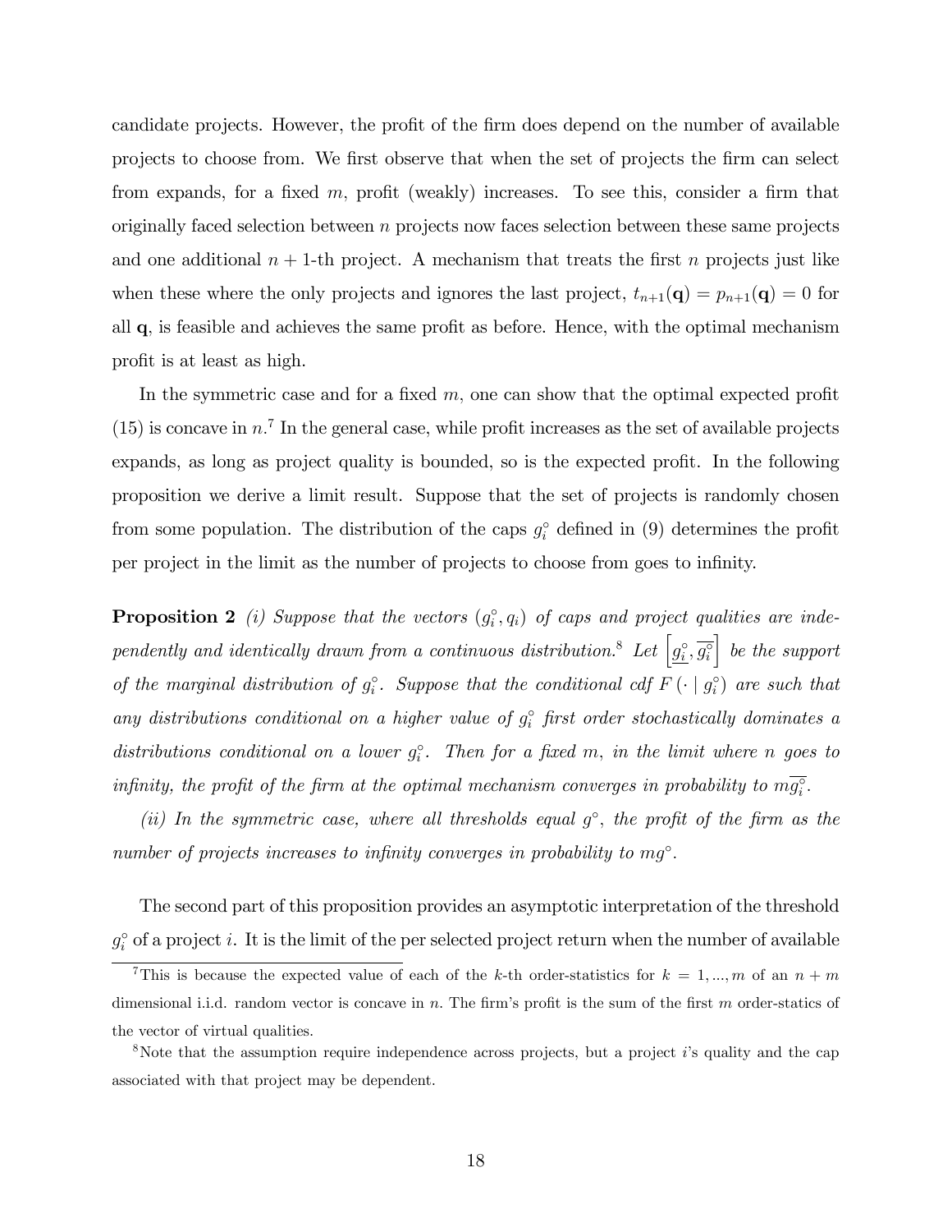candidate projects. However, the profit of the firm does depend on the number of available projects to choose from. We first observe that when the set of projects the firm can select from expands, for a fixed $m$, profit (weakly) increases. To see this, consider a firm that originally faced selection between $n$ projects now faces selection between these same projects and one additional $n+1$-th project. A mechanism that treats the first $n$ projects just like when these where the only projects and ignores the last project, $t_{n+1}(\mathbf{q}) = p_{n+1}(\mathbf{q}) = 0$ for all $\mathbf{q}$, is feasible and achieves the same profit as before. Hence, with the optimal mechanism profit is at least as high.

In the symmetric case and for a fixed $m$, one can show that the optimal expected profit (15) is concave in $n$.[7] In the general case, while profit increases as the set of available projects expands, as long as project quality is bounded, so is the expected profit. In the following proposition we derive a limit result. Suppose that the set of projects is randomly chosen from some population. The distribution of the caps $g_i^\circ$ defined in (9) determines the profit per project in the limit as the number of projects to choose from goes to infinity.

**Proposition 2** *(i) Suppose that the vectors $(g_i^\circ, q_i)$ of caps and project qualities are independently and identically drawn from a continuous distribution.*[8] *Let $\left[\underline{g_i^\circ}, \overline{g_i^\circ}\right]$ be the support of the marginal distribution of $g_i^\circ$. Suppose that the conditional cdf $F\left(\cdot \mid g_i^\circ\right)$ are such that any distributions conditional on a higher value of $g_i^\circ$ first order stochastically dominates a distributions conditional on a lower $g_i^\circ$. Then for a fixed $m$, in the limit where $n$ goes to infinity, the profit of the firm at the optimal mechanism converges in probability to $m\overline{g_i^\circ}$.*

*(ii) In the symmetric case, where all thresholds equal $g^\circ$, the profit of the firm as the number of projects increases to infinity converges in probability to $mg^\circ$.*

The second part of this proposition provides an asymptotic interpretation of the threshold $g_i^\circ$ of a project $i$. It is the limit of the per selected project return when the number of available

[7] This is because the expected value of each of the $k$-th order-statistics for $k = 1, ..., m$ of an $n+m$ dimensional i.i.d. random vector is concave in $n$. The firm's profit is the sum of the first $m$ order-statics of the vector of virtual qualities.

[8] Note that the assumption require independence across projects, but a project $i$'s quality and the cap associated with that project may be dependent.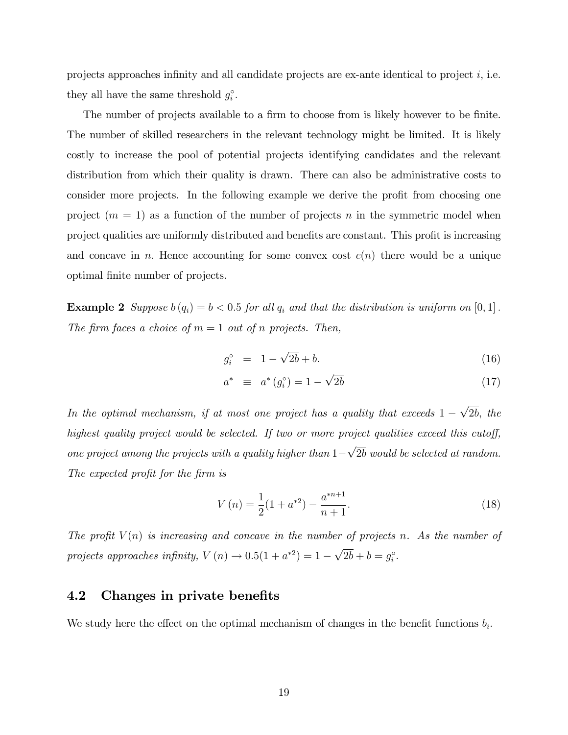projects approaches infinity and all candidate projects are ex-ante identical to project $i$, i.e. they all have the same threshold $g_i^\circ$.

The number of projects available to a firm to choose from is likely however to be finite. The number of skilled researchers in the relevant technology might be limited. It is likely costly to increase the pool of potential projects identifying candidates and the relevant distribution from which their quality is drawn. There can also be administrative costs to consider more projects. In the following example we derive the profit from choosing one project ($m = 1$) as a function of the number of projects $n$ in the symmetric model when project qualities are uniformly distributed and benefits are constant. This profit is increasing and concave in $n$. Hence accounting for some convex cost $c(n)$ there would be a unique optimal finite number of projects.

**Example 2** *Suppose $b(q_i) = b < 0.5$ for all $q_i$ and that the distribution is uniform on $[0, 1]$. The firm faces a choice of $m = 1$ out of $n$ projects. Then,*

$$g_i^\circ = 1 - \sqrt{2b} + b. \tag{16}$$

$$a^* \equiv a^*(g_i^\circ) = 1 - \sqrt{2b} \tag{17}$$

*In the optimal mechanism, if at most one project has a quality that exceeds $1 - \sqrt{2b}$, the highest quality project would be selected. If two or more project qualities exceed this cutoff, one project among the projects with a quality higher than $1-\sqrt{2b}$ would be selected at random. The expected profit for the firm is*

$$V(n) = \frac{1}{2}(1 + a^{*2}) - \frac{a^{*n+1}}{n+1}. \tag{18}$$

*The profit $V(n)$ is increasing and concave in the number of projects $n$. As the number of projects approaches infinity, $V(n) \to 0.5(1 + a^{*2}) = 1 - \sqrt{2b} + b = g_i^\circ$.*

## 4.2 Changes in private benefits

We study here the effect on the optimal mechanism of changes in the benefit functions $b_i$.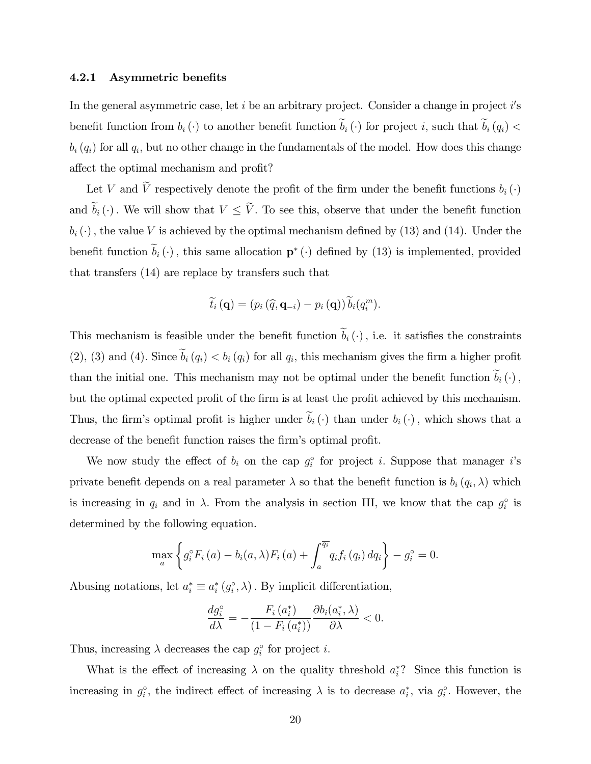### 4.2.1 Asymmetric benefits

In the general asymmetric case, let $i$ be an arbitrary project. Consider a change in project $i$'s benefit function from $b_i(\cdot)$ to another benefit function $\widetilde{b}_i(\cdot)$ for project $i$, such that $\widetilde{b}_i(q_i) < b_i(q_i)$ for all $q_i$, but no other change in the fundamentals of the model. How does this change affect the optimal mechanism and profit?

Let $V$ and $\widetilde{V}$ respectively denote the profit of the firm under the benefit functions $b_i(\cdot)$ and $\widetilde{b}_i(\cdot)$. We will show that $V \leq \widetilde{V}$. To see this, observe that under the benefit function $b_i(\cdot)$, the value $V$ is achieved by the optimal mechanism defined by (13) and (14). Under the benefit function $\widetilde{b}_i(\cdot)$, this same allocation $\mathbf{p}^*(\cdot)$ defined by (13) is implemented, provided that transfers (14) are replace by transfers such that

$$\widetilde{t}_i(\mathbf{q}) = (p_i(\widehat{q}, \mathbf{q}_{-i}) - p_i(\mathbf{q}))\,\widetilde{b}_i(q_i^m).$$

This mechanism is feasible under the benefit function $\widetilde{b}_i(\cdot)$, i.e. it satisfies the constraints (2), (3) and (4). Since $\widetilde{b}_i(q_i) < b_i(q_i)$ for all $q_i$, this mechanism gives the firm a higher profit than the initial one. This mechanism may not be optimal under the benefit function $\widetilde{b}_i(\cdot)$, but the optimal expected profit of the firm is at least the profit achieved by this mechanism. Thus, the firm's optimal profit is higher under $\widetilde{b}_i(\cdot)$ than under $b_i(\cdot)$, which shows that a decrease of the benefit function raises the firm's optimal profit.

We now study the effect of $b_i$ on the cap $g_i^\circ$ for project $i$. Suppose that manager $i$'s private benefit depends on a real parameter $\lambda$ so that the benefit function is $b_i(q_i, \lambda)$ which is increasing in $q_i$ and in $\lambda$. From the analysis in section III, we know that the cap $g_i^\circ$ is determined by the following equation.

$$\max_a \left\{ g_i^\circ F_i(a) - b_i(a, \lambda) F_i(a) + \int_a^{\overline{q_i}} q_i f_i(q_i)\, dq_i \right\} - g_i^\circ = 0.$$

Abusing notations, let $a_i^* \equiv a_i^*(g_i^\circ, \lambda)$. By implicit differentiation,

$$\frac{dg_i^\circ}{d\lambda} = -\frac{F_i(a_i^*)}{(1 - F_i(a_i^*))} \frac{\partial b_i(a_i^*, \lambda)}{\partial \lambda} < 0.$$

Thus, increasing $\lambda$ decreases the cap $g_i^\circ$ for project $i$.

What is the effect of increasing $\lambda$ on the quality threshold $a_i^*$? Since this function is increasing in $g_i^\circ$, the indirect effect of increasing $\lambda$ is to decrease $a_i^*$, via $g_i^\circ$. However, the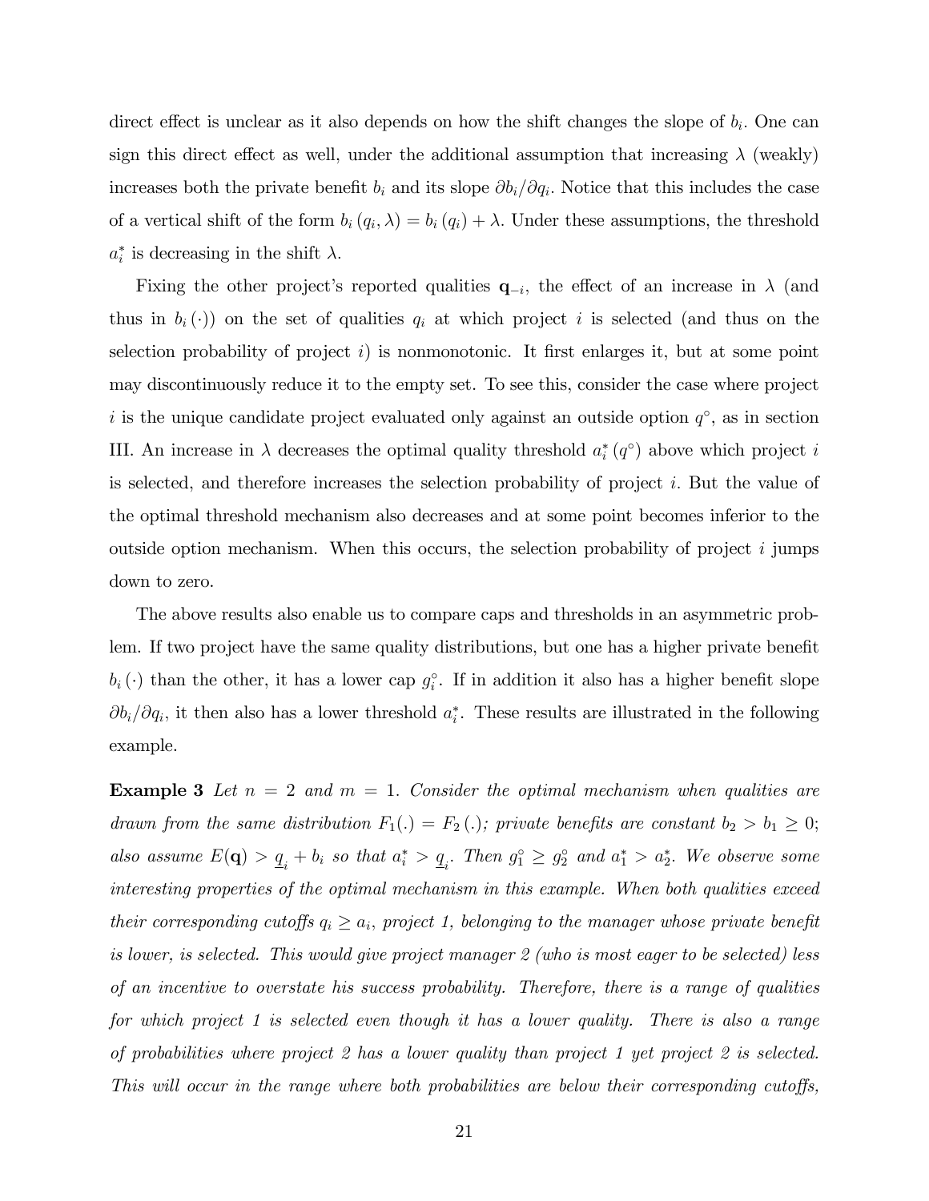direct effect is unclear as it also depends on how the shift changes the slope of $b_i$. One can sign this direct effect as well, under the additional assumption that increasing $\lambda$ (weakly) increases both the private benefit $b_i$ and its slope $\partial b_i/\partial q_i$. Notice that this includes the case of a vertical shift of the form $b_i(q_i, \lambda) = b_i(q_i) + \lambda$. Under these assumptions, the threshold $a_i^*$ is decreasing in the shift $\lambda$.

Fixing the other project's reported qualities $\mathbf{q}_{-i}$, the effect of an increase in $\lambda$ (and thus in $b_i(\cdot)$) on the set of qualities $q_i$ at which project $i$ is selected (and thus on the selection probability of project $i$) is nonmonotonic. It first enlarges it, but at some point may discontinuously reduce it to the empty set. To see this, consider the case where project $i$ is the unique candidate project evaluated only against an outside option $q^\circ$, as in section III. An increase in $\lambda$ decreases the optimal quality threshold $a_i^*(q^\circ)$ above which project $i$ is selected, and therefore increases the selection probability of project $i$. But the value of the optimal threshold mechanism also decreases and at some point becomes inferior to the outside option mechanism. When this occurs, the selection probability of project $i$ jumps down to zero.

The above results also enable us to compare caps and thresholds in an asymmetric problem. If two project have the same quality distributions, but one has a higher private benefit $b_i(\cdot)$ than the other, it has a lower cap $g_i^\circ$. If in addition it also has a higher benefit slope $\partial b_i/\partial q_i$, it then also has a lower threshold $a_i^*$. These results are illustrated in the following example.

**Example 3** *Let $n = 2$ and $m = 1$. Consider the optimal mechanism when qualities are drawn from the same distribution $F_1(.) = F_2(.)$; private benefits are constant $b_2 > b_1 \geq 0$; also assume $E(\mathbf{q}) > \underline{q}_i + b_i$ so that $a_i^* > \underline{q}_i$. Then $g_1^\circ \geq g_2^\circ$ and $a_1^* > a_2^*$. We observe some interesting properties of the optimal mechanism in this example. When both qualities exceed their corresponding cutoffs $q_i \geq a_i$, project 1, belonging to the manager whose private benefit is lower, is selected. This would give project manager 2 (who is most eager to be selected) less of an incentive to overstate his success probability. Therefore, there is a range of qualities for which project 1 is selected even though it has a lower quality. There is also a range of probabilities where project 2 has a lower quality than project 1 yet project 2 is selected. This will occur in the range where both probabilities are below their corresponding cutoffs,*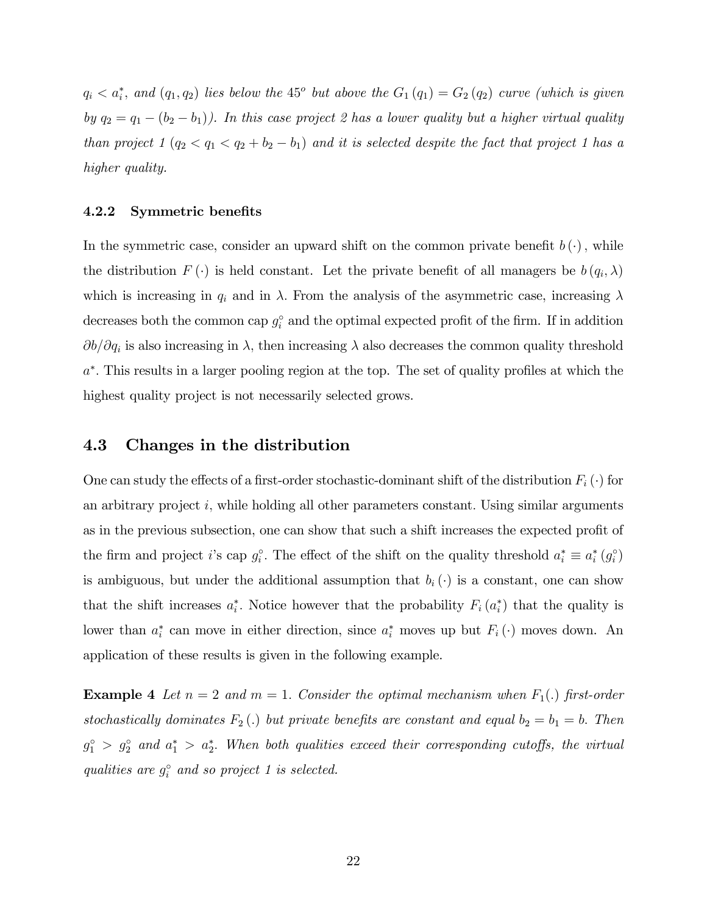*$q_i < a_i^*$, and $(q_1, q_2)$ lies below the $45^o$ but above the $G_1(q_1) = G_2(q_2)$ curve (which is given by $q_2 = q_1 - (b_2 - b_1)$). In this case project 2 has a lower quality but a higher virtual quality than project 1 ($q_2 < q_1 < q_2 + b_2 - b_1$) and it is selected despite the fact that project 1 has a higher quality.*

#### 4.2.2 Symmetric benefits

In the symmetric case, consider an upward shift on the common private benefit $b(\cdot)$, while the distribution $F(\cdot)$ is held constant. Let the private benefit of all managers be $b(q_i, \lambda)$ which is increasing in $q_i$ and in $\lambda$. From the analysis of the asymmetric case, increasing $\lambda$ decreases both the common cap $g_i^\circ$ and the optimal expected profit of the firm. If in addition $\partial b / \partial q_i$ is also increasing in $\lambda$, then increasing $\lambda$ also decreases the common quality threshold $a^*$. This results in a larger pooling region at the top. The set of quality profiles at which the highest quality project is not necessarily selected grows.

### 4.3 Changes in the distribution

One can study the effects of a first-order stochastic-dominant shift of the distribution $F_i(\cdot)$ for an arbitrary project $i$, while holding all other parameters constant. Using similar arguments as in the previous subsection, one can show that such a shift increases the expected profit of the firm and project $i$'s cap $g_i^\circ$. The effect of the shift on the quality threshold $a_i^* \equiv a_i^*(g_i^\circ)$ is ambiguous, but under the additional assumption that $b_i(\cdot)$ is a constant, one can show that the shift increases $a_i^*$. Notice however that the probability $F_i(a_i^*)$ that the quality is lower than $a_i^*$ can move in either direction, since $a_i^*$ moves up but $F_i(\cdot)$ moves down. An application of these results is given in the following example.

**Example 4** *Let $n = 2$ and $m = 1$. Consider the optimal mechanism when $F_1(.)$ first-order stochastically dominates $F_2(.)$ but private benefits are constant and equal $b_2 = b_1 = b$. Then $g_1^\circ > g_2^\circ$ and $a_1^* > a_2^*$. When both qualities exceed their corresponding cutoffs, the virtual qualities are $g_i^\circ$ and so project 1 is selected.*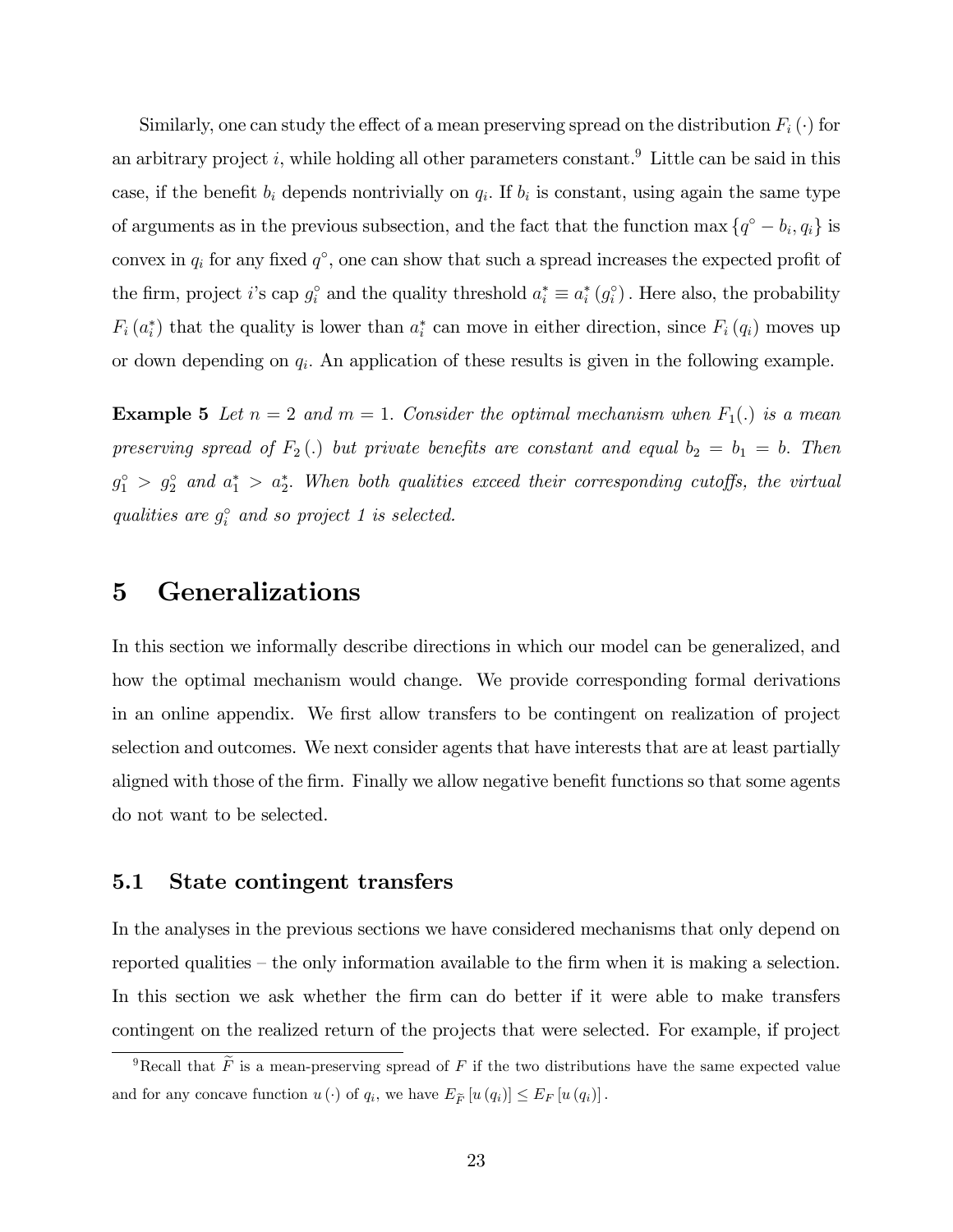Similarly, one can study the effect of a mean preserving spread on the distribution $F_i(\cdot)$ for an arbitrary project $i$, while holding all other parameters constant.[9] Little can be said in this case, if the benefit $b_i$ depends nontrivially on $q_i$. If $b_i$ is constant, using again the same type of arguments as in the previous subsection, and the fact that the function $\max\{q^\circ - b_i, q_i\}$ is convex in $q_i$ for any fixed $q^\circ$, one can show that such a spread increases the expected profit of the firm, project $i$'s cap $g_i^\circ$ and the quality threshold $a_i^* \equiv a_i^*(g_i^\circ)$. Here also, the probability $F_i(a_i^*)$ that the quality is lower than $a_i^*$ can move in either direction, since $F_i(q_i)$ moves up or down depending on $q_i$. An application of these results is given in the following example.

**Example 5** *Let $n = 2$ and $m = 1$. Consider the optimal mechanism when $F_1(.)$ is a mean preserving spread of $F_2(.)$ but private benefits are constant and equal $b_2 = b_1 = b$. Then $g_1^\circ > g_2^\circ$ and $a_1^* > a_2^*$. When both qualities exceed their corresponding cutoffs, the virtual qualities are $g_i^\circ$ and so project 1 is selected.*

# 5 Generalizations

In this section we informally describe directions in which our model can be generalized, and how the optimal mechanism would change. We provide corresponding formal derivations in an online appendix. We first allow transfers to be contingent on realization of project selection and outcomes. We next consider agents that have interests that are at least partially aligned with those of the firm. Finally we allow negative benefit functions so that some agents do not want to be selected.

## 5.1 State contingent transfers

In the analyses in the previous sections we have considered mechanisms that only depend on reported qualities – the only information available to the firm when it is making a selection. In this section we ask whether the firm can do better if it were able to make transfers contingent on the realized return of the projects that were selected. For example, if project

[9] Recall that $\widetilde{F}$ is a mean-preserving spread of $F$ if the two distributions have the same expected value and for any concave function $u(\cdot)$ of $q_i$, we have $E_{\widetilde{F}}[u(q_i)] \leq E_F[u(q_i)]$.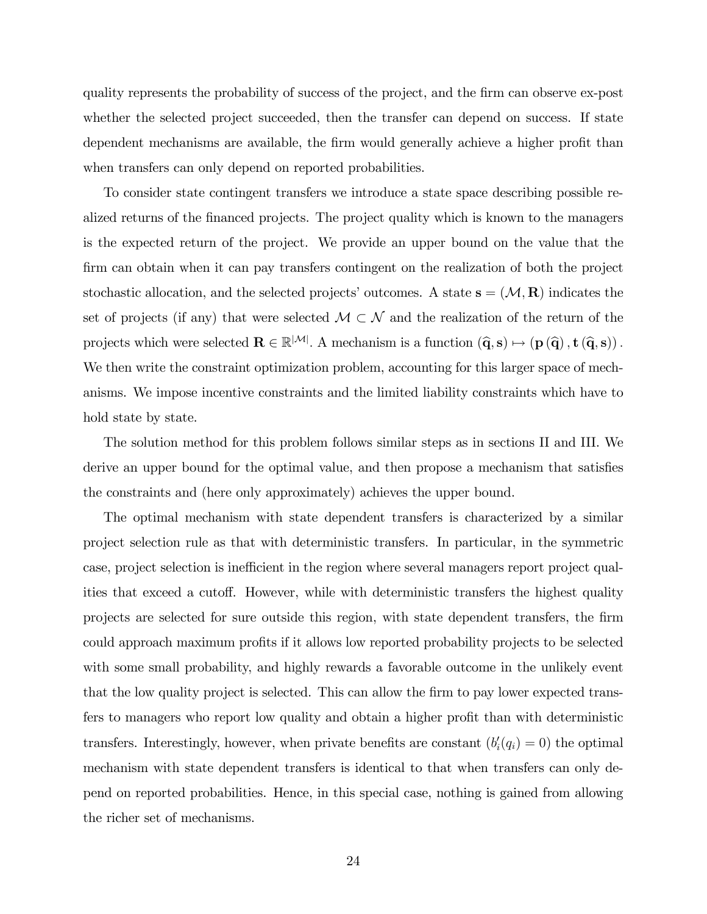quality represents the probability of success of the project, and the firm can observe ex-post whether the selected project succeeded, then the transfer can depend on success. If state dependent mechanisms are available, the firm would generally achieve a higher profit than when transfers can only depend on reported probabilities.

To consider state contingent transfers we introduce a state space describing possible realized returns of the financed projects. The project quality which is known to the managers is the expected return of the project. We provide an upper bound on the value that the firm can obtain when it can pay transfers contingent on the realization of both the project stochastic allocation, and the selected projects' outcomes. A state $\mathbf{s} = (\mathcal{M}, \mathbf{R})$ indicates the set of projects (if any) that were selected $\mathcal{M} \subset \mathcal{N}$ and the realization of the return of the projects which were selected $\mathbf{R} \in \mathbb{R}^{|\mathcal{M}|}$. A mechanism is a function $(\widehat{\mathbf{q}}, \mathbf{s}) \mapsto (\mathbf{p}(\widehat{\mathbf{q}}), \mathbf{t}(\widehat{\mathbf{q}}, \mathbf{s}))$. We then write the constraint optimization problem, accounting for this larger space of mechanisms. We impose incentive constraints and the limited liability constraints which have to hold state by state.

The solution method for this problem follows similar steps as in sections II and III. We derive an upper bound for the optimal value, and then propose a mechanism that satisfies the constraints and (here only approximately) achieves the upper bound.

The optimal mechanism with state dependent transfers is characterized by a similar project selection rule as that with deterministic transfers. In particular, in the symmetric case, project selection is inefficient in the region where several managers report project qualities that exceed a cutoff. However, while with deterministic transfers the highest quality projects are selected for sure outside this region, with state dependent transfers, the firm could approach maximum profits if it allows low reported probability projects to be selected with some small probability, and highly rewards a favorable outcome in the unlikely event that the low quality project is selected. This can allow the firm to pay lower expected transfers to managers who report low quality and obtain a higher profit than with deterministic transfers. Interestingly, however, when private benefits are constant ($b_i'(q_i) = 0$) the optimal mechanism with state dependent transfers is identical to that when transfers can only depend on reported probabilities. Hence, in this special case, nothing is gained from allowing the richer set of mechanisms.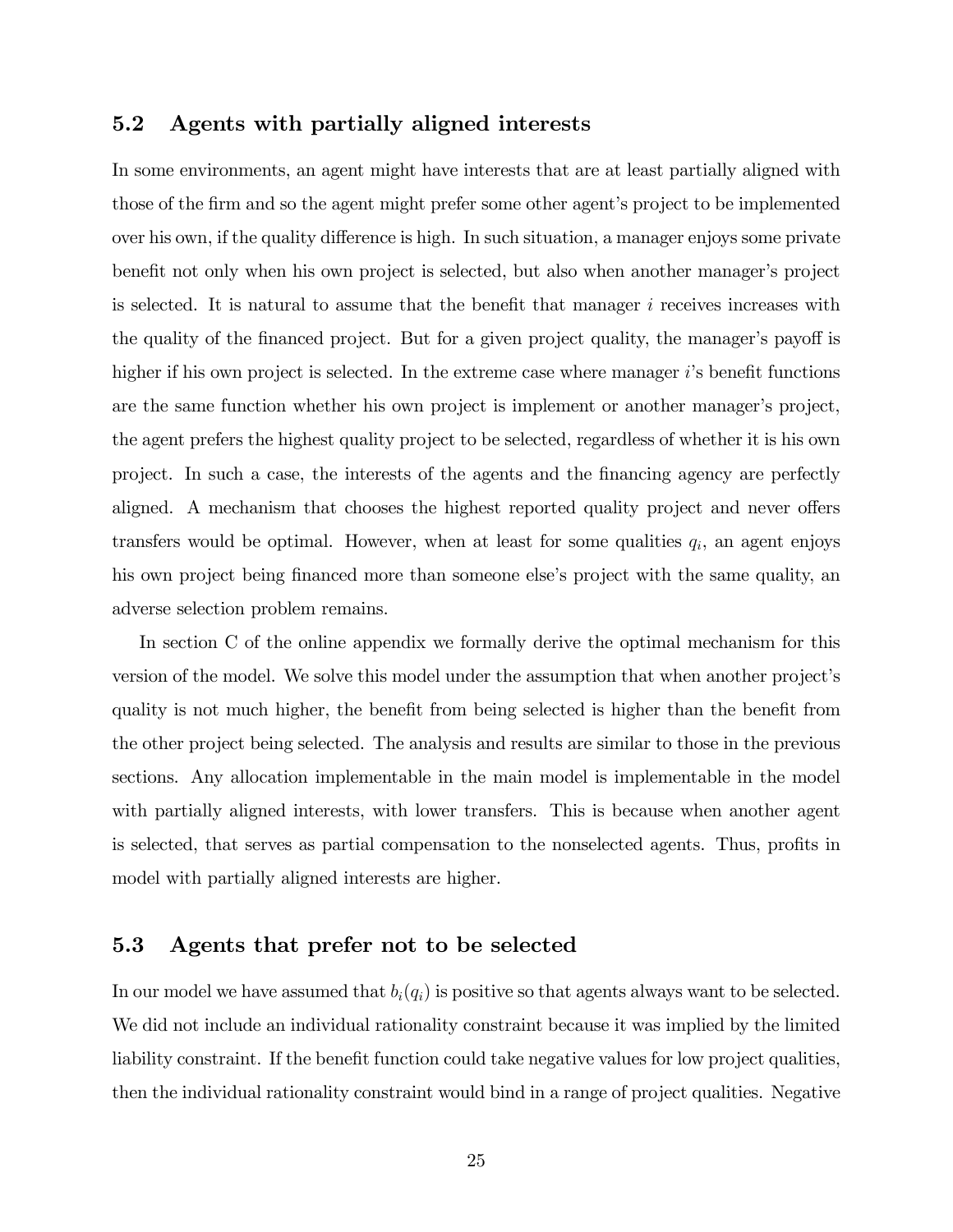## 5.2 Agents with partially aligned interests

In some environments, an agent might have interests that are at least partially aligned with those of the firm and so the agent might prefer some other agent's project to be implemented over his own, if the quality difference is high. In such situation, a manager enjoys some private benefit not only when his own project is selected, but also when another manager's project is selected. It is natural to assume that the benefit that manager $i$ receives increases with the quality of the financed project. But for a given project quality, the manager's payoff is higher if his own project is selected. In the extreme case where manager $i$'s benefit functions are the same function whether his own project is implement or another manager's project, the agent prefers the highest quality project to be selected, regardless of whether it is his own project. In such a case, the interests of the agents and the financing agency are perfectly aligned. A mechanism that chooses the highest reported quality project and never offers transfers would be optimal. However, when at least for some qualities $q_i$, an agent enjoys his own project being financed more than someone else's project with the same quality, an adverse selection problem remains.

In section C of the online appendix we formally derive the optimal mechanism for this version of the model. We solve this model under the assumption that when another project's quality is not much higher, the benefit from being selected is higher than the benefit from the other project being selected. The analysis and results are similar to those in the previous sections. Any allocation implementable in the main model is implementable in the model with partially aligned interests, with lower transfers. This is because when another agent is selected, that serves as partial compensation to the nonselected agents. Thus, profits in model with partially aligned interests are higher.

## 5.3 Agents that prefer not to be selected

In our model we have assumed that $b_i(q_i)$ is positive so that agents always want to be selected. We did not include an individual rationality constraint because it was implied by the limited liability constraint. If the benefit function could take negative values for low project qualities, then the individual rationality constraint would bind in a range of project qualities. Negative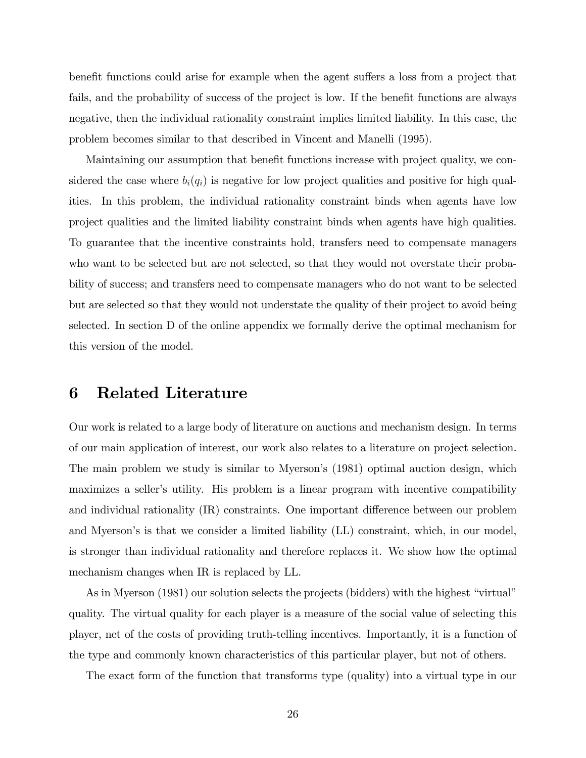benefit functions could arise for example when the agent suffers a loss from a project that fails, and the probability of success of the project is low. If the benefit functions are always negative, then the individual rationality constraint implies limited liability. In this case, the problem becomes similar to that described in Vincent and Manelli (1995).

Maintaining our assumption that benefit functions increase with project quality, we considered the case where $b_i(q_i)$ is negative for low project qualities and positive for high qualities. In this problem, the individual rationality constraint binds when agents have low project qualities and the limited liability constraint binds when agents have high qualities. To guarantee that the incentive constraints hold, transfers need to compensate managers who want to be selected but are not selected, so that they would not overstate their probability of success; and transfers need to compensate managers who do not want to be selected but are selected so that they would not understate the quality of their project to avoid being selected. In section D of the online appendix we formally derive the optimal mechanism for this version of the model.

# 6 Related Literature

Our work is related to a large body of literature on auctions and mechanism design. In terms of our main application of interest, our work also relates to a literature on project selection. The main problem we study is similar to Myerson's (1981) optimal auction design, which maximizes a seller's utility. His problem is a linear program with incentive compatibility and individual rationality (IR) constraints. One important difference between our problem and Myerson's is that we consider a limited liability (LL) constraint, which, in our model, is stronger than individual rationality and therefore replaces it. We show how the optimal mechanism changes when IR is replaced by LL.

As in Myerson (1981) our solution selects the projects (bidders) with the highest "virtual" quality. The virtual quality for each player is a measure of the social value of selecting this player, net of the costs of providing truth-telling incentives. Importantly, it is a function of the type and commonly known characteristics of this particular player, but not of others.

The exact form of the function that transforms type (quality) into a virtual type in our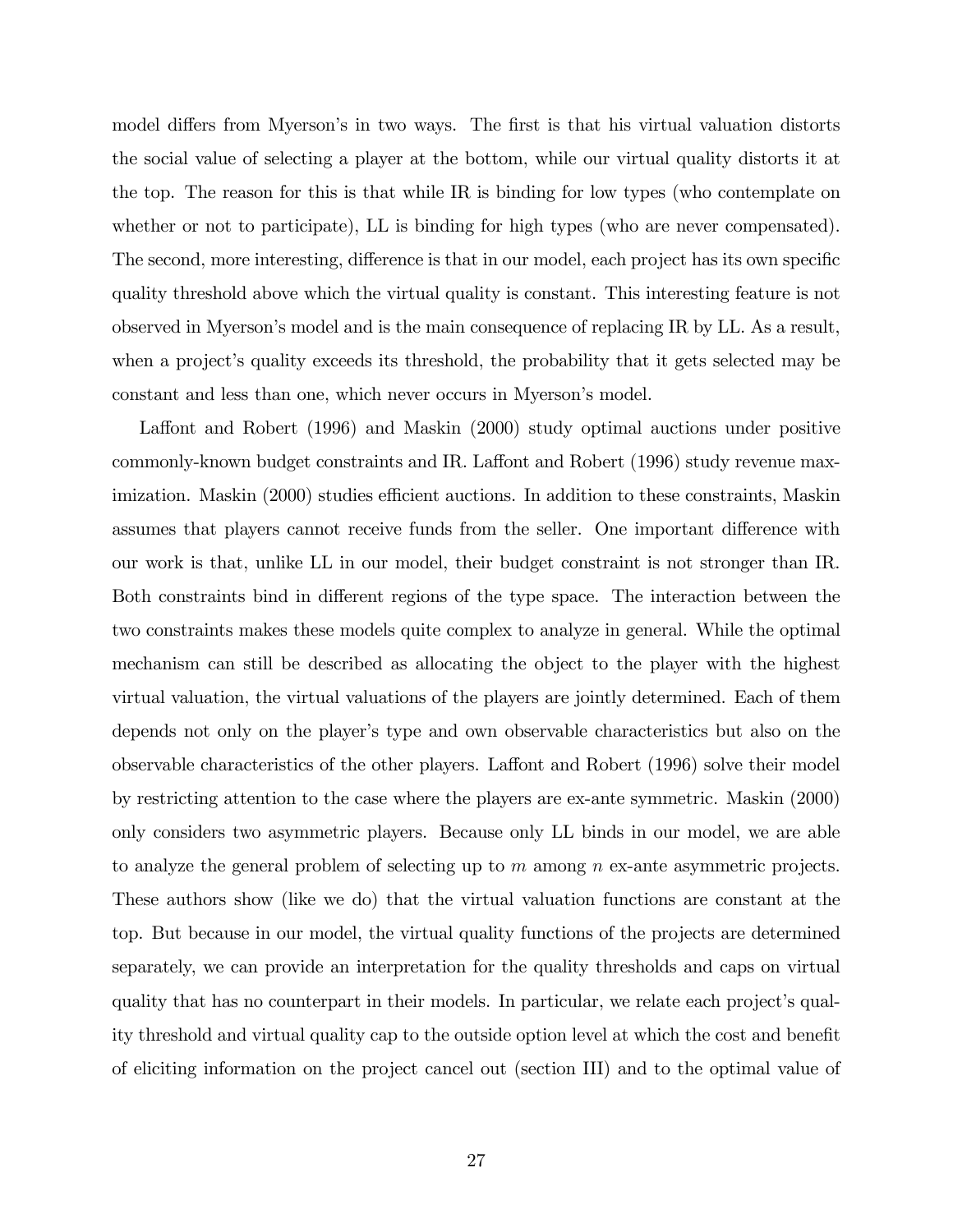model differs from Myerson's in two ways. The first is that his virtual valuation distorts the social value of selecting a player at the bottom, while our virtual quality distorts it at the top. The reason for this is that while IR is binding for low types (who contemplate on whether or not to participate), LL is binding for high types (who are never compensated). The second, more interesting, difference is that in our model, each project has its own specific quality threshold above which the virtual quality is constant. This interesting feature is not observed in Myerson's model and is the main consequence of replacing IR by LL. As a result, when a project's quality exceeds its threshold, the probability that it gets selected may be constant and less than one, which never occurs in Myerson's model.

Laffont and Robert (1996) and Maskin (2000) study optimal auctions under positive commonly-known budget constraints and IR. Laffont and Robert (1996) study revenue maximization. Maskin (2000) studies efficient auctions. In addition to these constraints, Maskin assumes that players cannot receive funds from the seller. One important difference with our work is that, unlike LL in our model, their budget constraint is not stronger than IR. Both constraints bind in different regions of the type space. The interaction between the two constraints makes these models quite complex to analyze in general. While the optimal mechanism can still be described as allocating the object to the player with the highest virtual valuation, the virtual valuations of the players are jointly determined. Each of them depends not only on the player's type and own observable characteristics but also on the observable characteristics of the other players. Laffont and Robert (1996) solve their model by restricting attention to the case where the players are ex-ante symmetric. Maskin (2000) only considers two asymmetric players. Because only LL binds in our model, we are able to analyze the general problem of selecting up to $m$ among $n$ ex-ante asymmetric projects. These authors show (like we do) that the virtual valuation functions are constant at the top. But because in our model, the virtual quality functions of the projects are determined separately, we can provide an interpretation for the quality thresholds and caps on virtual quality that has no counterpart in their models. In particular, we relate each project's quality threshold and virtual quality cap to the outside option level at which the cost and benefit of eliciting information on the project cancel out (section III) and to the optimal value of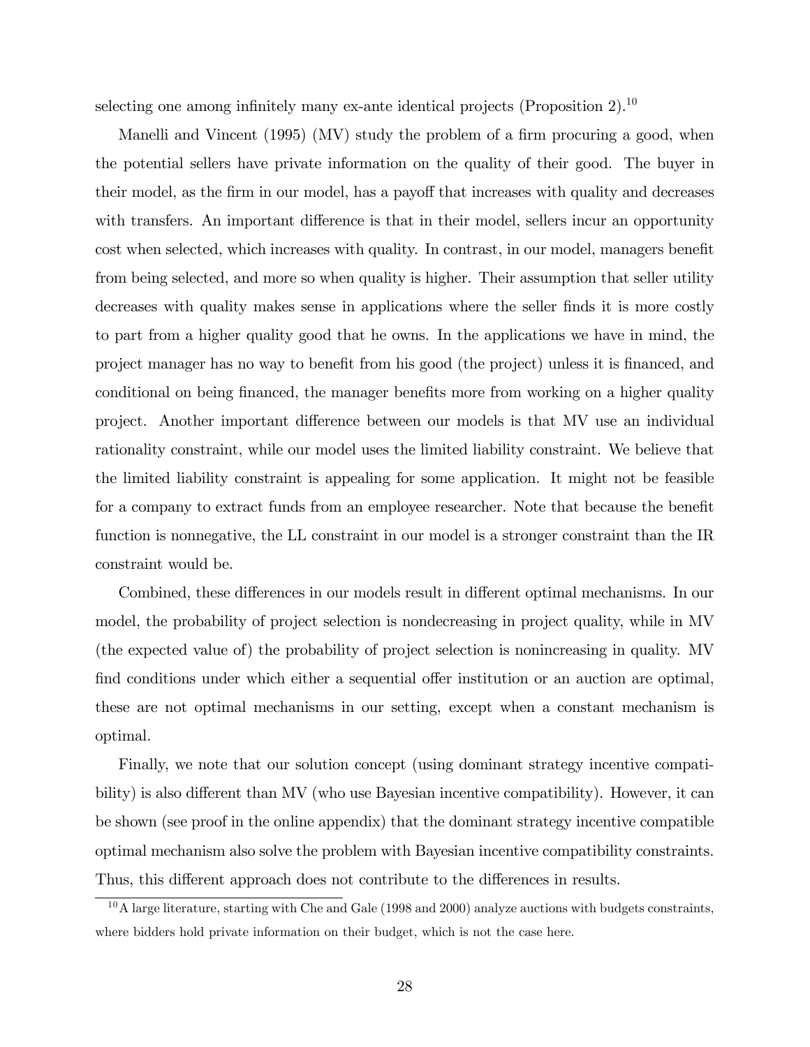selecting one among infinitely many ex-ante identical projects (Proposition 2).[10]

Manelli and Vincent (1995) (MV) study the problem of a firm procuring a good, when the potential sellers have private information on the quality of their good. The buyer in their model, as the firm in our model, has a payoff that increases with quality and decreases with transfers. An important difference is that in their model, sellers incur an opportunity cost when selected, which increases with quality. In contrast, in our model, managers benefit from being selected, and more so when quality is higher. Their assumption that seller utility decreases with quality makes sense in applications where the seller finds it is more costly to part from a higher quality good that he owns. In the applications we have in mind, the project manager has no way to benefit from his good (the project) unless it is financed, and conditional on being financed, the manager benefits more from working on a higher quality project. Another important difference between our models is that MV use an individual rationality constraint, while our model uses the limited liability constraint. We believe that the limited liability constraint is appealing for some application. It might not be feasible for a company to extract funds from an employee researcher. Note that because the benefit function is nonnegative, the LL constraint in our model is a stronger constraint than the IR constraint would be.

Combined, these differences in our models result in different optimal mechanisms. In our model, the probability of project selection is nondecreasing in project quality, while in MV (the expected value of) the probability of project selection is nonincreasing in quality. MV find conditions under which either a sequential offer institution or an auction are optimal, these are not optimal mechanisms in our setting, except when a constant mechanism is optimal.

Finally, we note that our solution concept (using dominant strategy incentive compatibility) is also different than MV (who use Bayesian incentive compatibility). However, it can be shown (see proof in the online appendix) that the dominant strategy incentive compatible optimal mechanism also solve the problem with Bayesian incentive compatibility constraints. Thus, this different approach does not contribute to the differences in results.

[10] A large literature, starting with Che and Gale (1998 and 2000) analyze auctions with budgets constraints, where bidders hold private information on their budget, which is not the case here.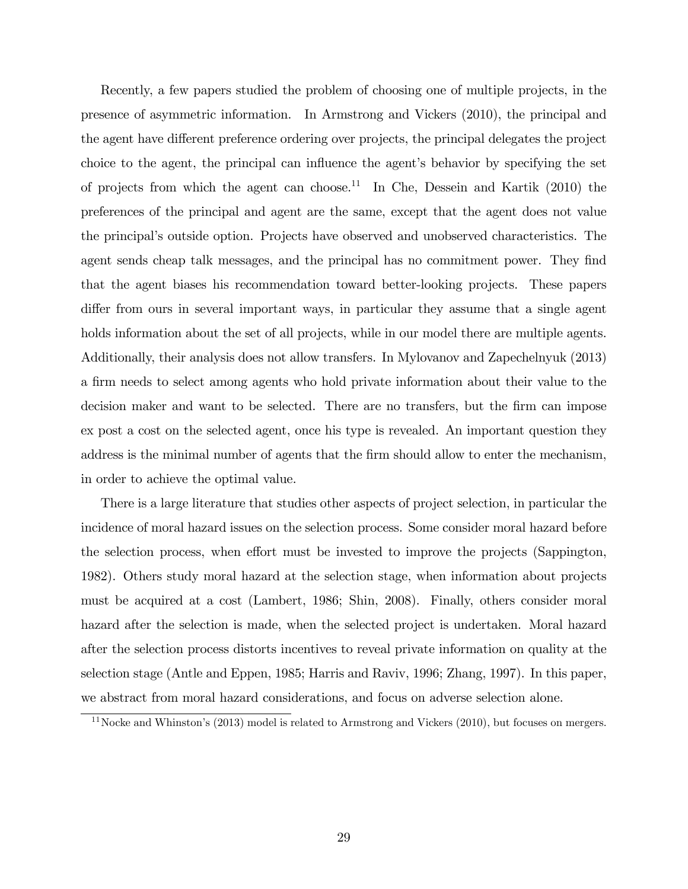Recently, a few papers studied the problem of choosing one of multiple projects, in the presence of asymmetric information. In Armstrong and Vickers (2010), the principal and the agent have different preference ordering over projects, the principal delegates the project choice to the agent, the principal can influence the agent's behavior by specifying the set of projects from which the agent can choose.[11] In Che, Dessein and Kartik (2010) the preferences of the principal and agent are the same, except that the agent does not value the principal's outside option. Projects have observed and unobserved characteristics. The agent sends cheap talk messages, and the principal has no commitment power. They find that the agent biases his recommendation toward better-looking projects. These papers differ from ours in several important ways, in particular they assume that a single agent holds information about the set of all projects, while in our model there are multiple agents. Additionally, their analysis does not allow transfers. In Mylovanov and Zapechelnyuk (2013) a firm needs to select among agents who hold private information about their value to the decision maker and want to be selected. There are no transfers, but the firm can impose ex post a cost on the selected agent, once his type is revealed. An important question they address is the minimal number of agents that the firm should allow to enter the mechanism, in order to achieve the optimal value.

There is a large literature that studies other aspects of project selection, in particular the incidence of moral hazard issues on the selection process. Some consider moral hazard before the selection process, when effort must be invested to improve the projects (Sappington, 1982). Others study moral hazard at the selection stage, when information about projects must be acquired at a cost (Lambert, 1986; Shin, 2008). Finally, others consider moral hazard after the selection is made, when the selected project is undertaken. Moral hazard after the selection process distorts incentives to reveal private information on quality at the selection stage (Antle and Eppen, 1985; Harris and Raviv, 1996; Zhang, 1997). In this paper, we abstract from moral hazard considerations, and focus on adverse selection alone.

[11] Nocke and Whinston's (2013) model is related to Armstrong and Vickers (2010), but focuses on mergers.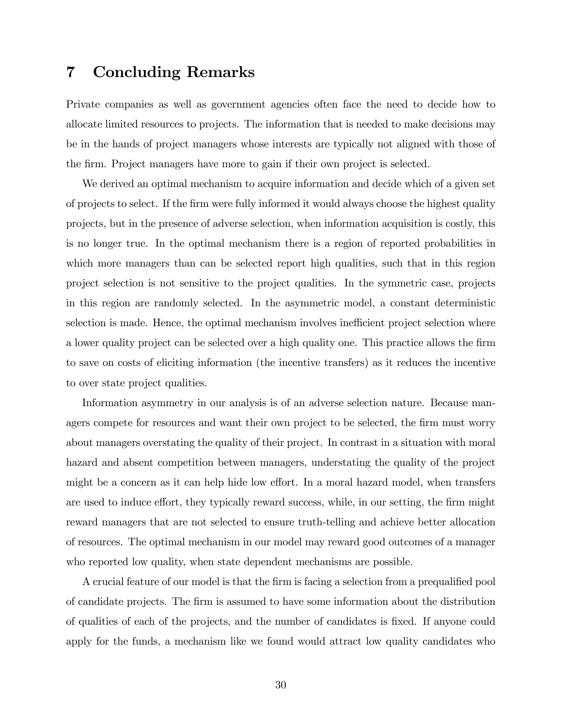# 7 Concluding Remarks

Private companies as well as government agencies often face the need to decide how to allocate limited resources to projects. The information that is needed to make decisions may be in the hands of project managers whose interests are typically not aligned with those of the firm. Project managers have more to gain if their own project is selected.

We derived an optimal mechanism to acquire information and decide which of a given set of projects to select. If the firm were fully informed it would always choose the highest quality projects, but in the presence of adverse selection, when information acquisition is costly, this is no longer true. In the optimal mechanism there is a region of reported probabilities in which more managers than can be selected report high qualities, such that in this region project selection is not sensitive to the project qualities. In the symmetric case, projects in this region are randomly selected. In the asymmetric model, a constant deterministic selection is made. Hence, the optimal mechanism involves inefficient project selection where a lower quality project can be selected over a high quality one. This practice allows the firm to save on costs of eliciting information (the incentive transfers) as it reduces the incentive to over state project qualities.

Information asymmetry in our analysis is of an adverse selection nature. Because managers compete for resources and want their own project to be selected, the firm must worry about managers overstating the quality of their project. In contrast in a situation with moral hazard and absent competition between managers, understating the quality of the project might be a concern as it can help hide low effort. In a moral hazard model, when transfers are used to induce effort, they typically reward success, while, in our setting, the firm might reward managers that are not selected to ensure truth-telling and achieve better allocation of resources. The optimal mechanism in our model may reward good outcomes of a manager who reported low quality, when state dependent mechanisms are possible.

A crucial feature of our model is that the firm is facing a selection from a prequalified pool of candidate projects. The firm is assumed to have some information about the distribution of qualities of each of the projects, and the number of candidates is fixed. If anyone could apply for the funds, a mechanism like we found would attract low quality candidates who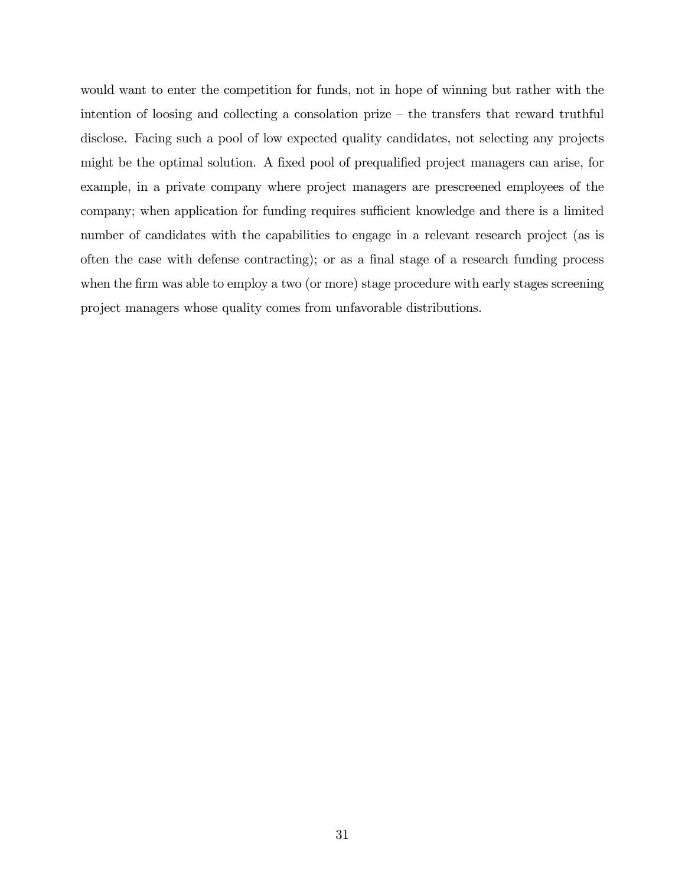would want to enter the competition for funds, not in hope of winning but rather with the intention of loosing and collecting a consolation prize – the transfers that reward truthful disclose. Facing such a pool of low expected quality candidates, not selecting any projects might be the optimal solution. A fixed pool of prequalified project managers can arise, for example, in a private company where project managers are prescreened employees of the company; when application for funding requires sufficient knowledge and there is a limited number of candidates with the capabilities to engage in a relevant research project (as is often the case with defense contracting); or as a final stage of a research funding process when the firm was able to employ a two (or more) stage procedure with early stages screening project managers whose quality comes from unfavorable distributions.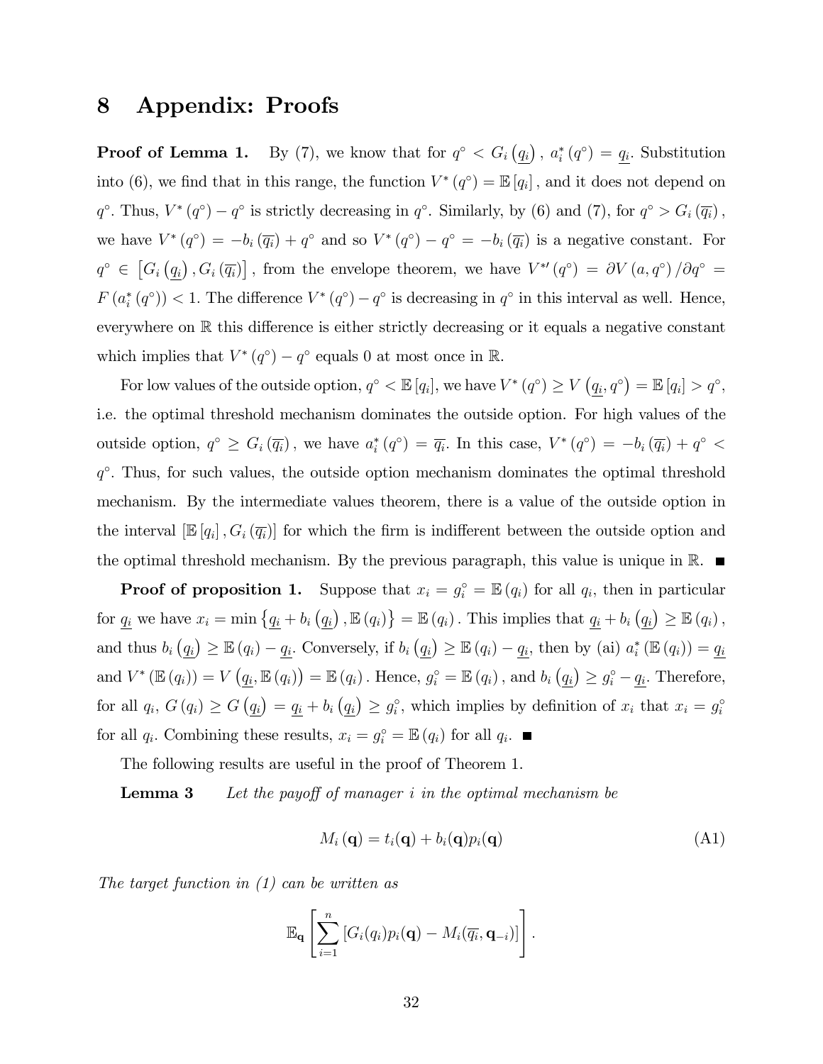# 8 Appendix: Proofs

**Proof of Lemma 1.** By (7), we know that for $q^\circ < G_i\left(\underline{q_i}\right)$, $a_i^*(q^\circ) = \underline{q_i}$. Substitution into (6), we find that in this range, the function $V^*(q^\circ) = \mathbb{E}[q_i]$, and it does not depend on $q^\circ$. Thus, $V^*(q^\circ) - q^\circ$ is strictly decreasing in $q^\circ$. Similarly, by (6) and (7), for $q^\circ > G_i(\overline{q_i})$, we have $V^*(q^\circ) = -b_i(\overline{q_i}) + q^\circ$ and so $V^*(q^\circ) - q^\circ = -b_i(\overline{q_i})$ is a negative constant. For $q^\circ \in \left[G_i\left(\underline{q_i}\right), G_i(\overline{q_i})\right]$, from the envelope theorem, we have $V^{*\prime}(q^\circ) = \partial V(a, q^\circ)/\partial q^\circ = F(a_i^*(q^\circ)) < 1$. The difference $V^*(q^\circ) - q^\circ$ is decreasing in $q^\circ$ in this interval as well. Hence, everywhere on $\mathbb{R}$ this difference is either strictly decreasing or it equals a negative constant which implies that $V^*(q^\circ) - q^\circ$ equals 0 at most once in $\mathbb{R}$.

For low values of the outside option, $q^\circ < \mathbb{E}[q_i]$, we have $V^*(q^\circ) \geq V\left(\underline{q_i}, q^\circ\right) = \mathbb{E}[q_i] > q^\circ$, i.e. the optimal threshold mechanism dominates the outside option. For high values of the outside option, $q^\circ \geq G_i(\overline{q_i})$, we have $a_i^*(q^\circ) = \overline{q_i}$. In this case, $V^*(q^\circ) = -b_i(\overline{q_i}) + q^\circ < q^\circ$. Thus, for such values, the outside option mechanism dominates the optimal threshold mechanism. By the intermediate values theorem, there is a value of the outside option in the interval $[\mathbb{E}[q_i], G_i(\overline{q_i})]$ for which the firm is indifferent between the outside option and the optimal threshold mechanism. By the previous paragraph, this value is unique in $\mathbb{R}$. ∎

**Proof of proposition 1.** Suppose that $x_i = g_i^\circ = \mathbb{E}(q_i)$ for all $q_i$, then in particular for $\underline{q_i}$ we have $x_i = \min\left\{\underline{q_i} + b_i\left(\underline{q_i}\right), \mathbb{E}(q_i)\right\} = \mathbb{E}(q_i)$. This implies that $\underline{q_i} + b_i\left(\underline{q_i}\right) \geq \mathbb{E}(q_i)$, and thus $b_i\left(\underline{q_i}\right) \geq \mathbb{E}(q_i) - \underline{q_i}$. Conversely, if $b_i\left(\underline{q_i}\right) \geq \mathbb{E}(q_i) - \underline{q_i}$, then by (ai) $a_i^*(\mathbb{E}(q_i)) = \underline{q_i}$ and $V^*(\mathbb{E}(q_i)) = V\left(\underline{q_i}, \mathbb{E}(q_i)\right) = \mathbb{E}(q_i)$. Hence, $g_i^\circ = \mathbb{E}(q_i)$, and $b_i\left(\underline{q_i}\right) \geq g_i^\circ - \underline{q_i}$. Therefore, for all $q_i$, $G(q_i) \geq G\left(\underline{q_i}\right) = \underline{q_i} + b_i\left(\underline{q_i}\right) \geq g_i^\circ$, which implies by definition of $x_i$ that $x_i = g_i^\circ$ for all $q_i$. Combining these results, $x_i = g_i^\circ = \mathbb{E}(q_i)$ for all $q_i$. ∎

The following results are useful in the proof of Theorem 1.

**Lemma 3** *Let the payoff of manager $i$ in the optimal mechanism be*

$$M_i(\mathbf{q}) = t_i(\mathbf{q}) + b_i(\mathbf{q})p_i(\mathbf{q}) \tag{A1}$$

*The target function in (1) can be written as*

$$\mathbb{E}_{\mathbf{q}}\left[\sum_{i=1}^{n}\left[G_i(q_i)p_i(\mathbf{q}) - M_i(\overline{q_i}, \mathbf{q}_{-i})\right]\right].$$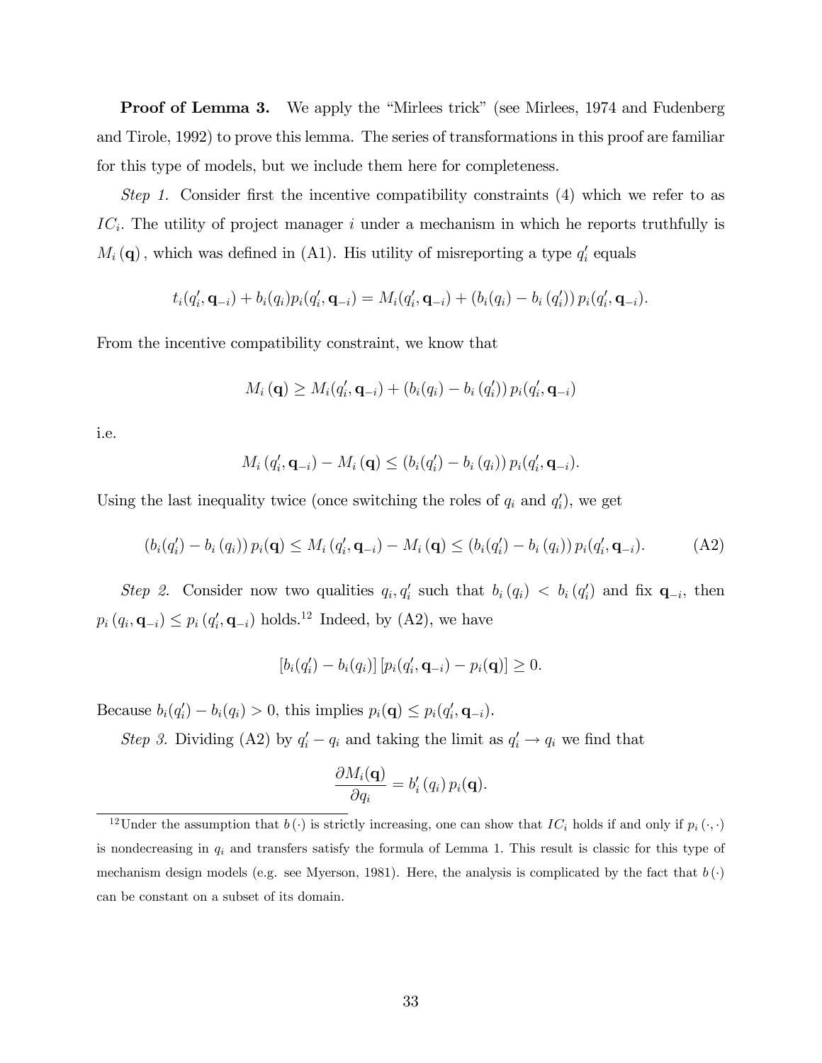**Proof of Lemma 3.** We apply the "Mirlees trick" (see Mirlees, 1974 and Fudenberg and Tirole, 1992) to prove this lemma. The series of transformations in this proof are familiar for this type of models, but we include them here for completeness.

*Step 1.* Consider first the incentive compatibility constraints (4) which we refer to as $IC_i$. The utility of project manager $i$ under a mechanism in which he reports truthfully is $M_i(\mathbf{q})$, which was defined in (A1). His utility of misreporting a type $q_i'$ equals

$$t_i(q_i', \mathbf{q}_{-i}) + b_i(q_i)p_i(q_i', \mathbf{q}_{-i}) = M_i(q_i', \mathbf{q}_{-i}) + (b_i(q_i) - b_i(q_i'))\, p_i(q_i', \mathbf{q}_{-i}).$$

From the incentive compatibility constraint, we know that

$$M_i(\mathbf{q}) \geq M_i(q_i', \mathbf{q}_{-i}) + (b_i(q_i) - b_i(q_i'))\, p_i(q_i', \mathbf{q}_{-i})$$

i.e.

$$M_i(q_i', \mathbf{q}_{-i}) - M_i(\mathbf{q}) \leq (b_i(q_i') - b_i(q_i))\, p_i(q_i', \mathbf{q}_{-i}).$$

Using the last inequality twice (once switching the roles of $q_i$ and $q_i'$), we get

$$(b_i(q_i') - b_i(q_i))\, p_i(\mathbf{q}) \leq M_i(q_i', \mathbf{q}_{-i}) - M_i(\mathbf{q}) \leq (b_i(q_i') - b_i(q_i))\, p_i(q_i', \mathbf{q}_{-i}). \tag{A2}$$

*Step 2.* Consider now two qualities $q_i, q_i'$ such that $b_i(q_i) < b_i(q_i')$ and fix $\mathbf{q}_{-i}$, then $p_i(q_i, \mathbf{q}_{-i}) \leq p_i(q_i', \mathbf{q}_{-i})$ holds.[12] Indeed, by (A2), we have

$$[b_i(q_i') - b_i(q_i)]\,[p_i(q_i', \mathbf{q}_{-i}) - p_i(\mathbf{q})] \geq 0.$$

Because $b_i(q_i') - b_i(q_i) > 0$, this implies $p_i(\mathbf{q}) \leq p_i(q_i', \mathbf{q}_{-i})$.

*Step 3.* Dividing (A2) by $q_i' - q_i$ and taking the limit as $q_i' \to q_i$ we find that

$$\frac{\partial M_i(\mathbf{q})}{\partial q_i} = b_i'(q_i)\, p_i(\mathbf{q}).$$

[12] Under the assumption that $b(\cdot)$ is strictly increasing, one can show that $IC_i$ holds if and only if $p_i(\cdot, \cdot)$ is nondecreasing in $q_i$ and transfers satisfy the formula of Lemma 1. This result is classic for this type of mechanism design models (e.g. see Myerson, 1981). Here, the analysis is complicated by the fact that $b(\cdot)$ can be constant on a subset of its domain.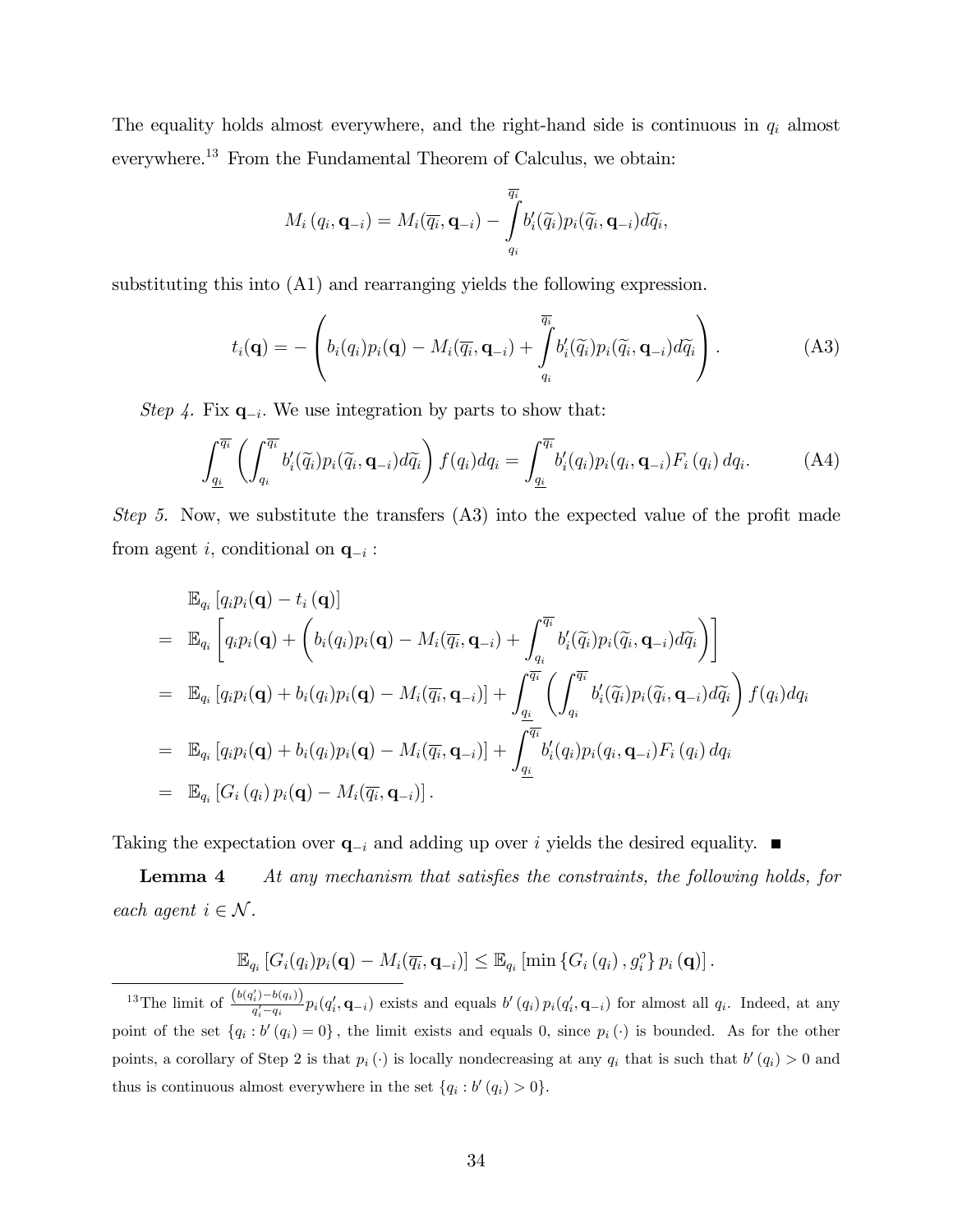The equality holds almost everywhere, and the right-hand side is continuous in $q_i$ almost everywhere.[13] From the Fundamental Theorem of Calculus, we obtain:

$$M_i(q_i, \mathbf{q}_{-i}) = M_i(\overline{q_i}, \mathbf{q}_{-i}) - \int_{q_i}^{\overline{q_i}} b_i'(\widetilde{q}_i) p_i(\widetilde{q}_i, \mathbf{q}_{-i}) d\widetilde{q}_i,$$

substituting this into (A1) and rearranging yields the following expression.

$$t_i(\mathbf{q}) = -\left( b_i(q_i)p_i(\mathbf{q}) - M_i(\overline{q_i}, \mathbf{q}_{-i}) + \int_{q_i}^{\overline{q_i}} b_i'(\widetilde{q}_i) p_i(\widetilde{q}_i, \mathbf{q}_{-i}) d\widetilde{q}_i \right). \tag{A3}$$

*Step 4.* Fix $\mathbf{q}_{-i}$. We use integration by parts to show that:

$$\int_{\underline{q_i}}^{\overline{q_i}} \left( \int_{q_i}^{\overline{q_i}} b_i'(\widetilde{q}_i) p_i(\widetilde{q}_i, \mathbf{q}_{-i}) d\widetilde{q}_i \right) f(q_i) dq_i = \int_{\underline{q_i}}^{\overline{q_i}} b_i'(q_i) p_i(q_i, \mathbf{q}_{-i}) F_i(q_i) dq_i. \tag{A4}$$

*Step 5.* Now, we substitute the transfers (A3) into the expected value of the profit made from agent $i$, conditional on $\mathbf{q}_{-i}$ :

$$\begin{aligned}
& \mathbb{E}_{q_i}\left[q_i p_i(\mathbf{q}) - t_i(\mathbf{q})\right] \\
= \ & \mathbb{E}_{q_i}\left[ q_i p_i(\mathbf{q}) + \left( b_i(q_i)p_i(\mathbf{q}) - M_i(\overline{q_i}, \mathbf{q}_{-i}) + \int_{q_i}^{\overline{q_i}} b_i'(\widetilde{q}_i) p_i(\widetilde{q}_i, \mathbf{q}_{-i}) d\widetilde{q}_i \right) \right] \\
= \ & \mathbb{E}_{q_i}\left[ q_i p_i(\mathbf{q}) + b_i(q_i)p_i(\mathbf{q}) - M_i(\overline{q_i}, \mathbf{q}_{-i}) \right] + \int_{\underline{q_i}}^{\overline{q_i}} \left( \int_{q_i}^{\overline{q_i}} b_i'(\widetilde{q}_i) p_i(\widetilde{q}_i, \mathbf{q}_{-i}) d\widetilde{q}_i \right) f(q_i) dq_i \\
= \ & \mathbb{E}_{q_i}\left[ q_i p_i(\mathbf{q}) + b_i(q_i)p_i(\mathbf{q}) - M_i(\overline{q_i}, \mathbf{q}_{-i}) \right] + \int_{\underline{q_i}}^{\overline{q_i}} b_i'(q_i) p_i(q_i, \mathbf{q}_{-i}) F_i(q_i) dq_i \\
= \ & \mathbb{E}_{q_i}\left[ G_i(q_i) p_i(\mathbf{q}) - M_i(\overline{q_i}, \mathbf{q}_{-i}) \right].
\end{aligned}$$

Taking the expectation over $\mathbf{q}_{-i}$ and adding up over $i$ yields the desired equality. ■

**Lemma 4** *At any mechanism that satisfies the constraints, the following holds, for each agent $i \in \mathcal{N}$.*

$$\mathbb{E}_{q_i}\left[ G_i(q_i) p_i(\mathbf{q}) - M_i(\overline{q_i}, \mathbf{q}_{-i}) \right] \leq \mathbb{E}_{q_i}\left[ \min\left\{ G_i(q_i), g_i^o \right\} p_i(\mathbf{q}) \right].$$

[13] The limit of $\frac{(b(q_i') - b(q_i))}{q_i' - q_i} p_i(q_i', \mathbf{q}_{-i})$ exists and equals $b'(q_i) p_i(q_i', \mathbf{q}_{-i})$ for almost all $q_i$. Indeed, at any point of the set $\{q_i : b'(q_i) = 0\}$, the limit exists and equals 0, since $p_i(\cdot)$ is bounded. As for the other points, a corollary of Step 2 is that $p_i(\cdot)$ is locally nondecreasing at any $q_i$ that is such that $b'(q_i) > 0$ and thus is continuous almost everywhere in the set $\{q_i : b'(q_i) > 0\}$.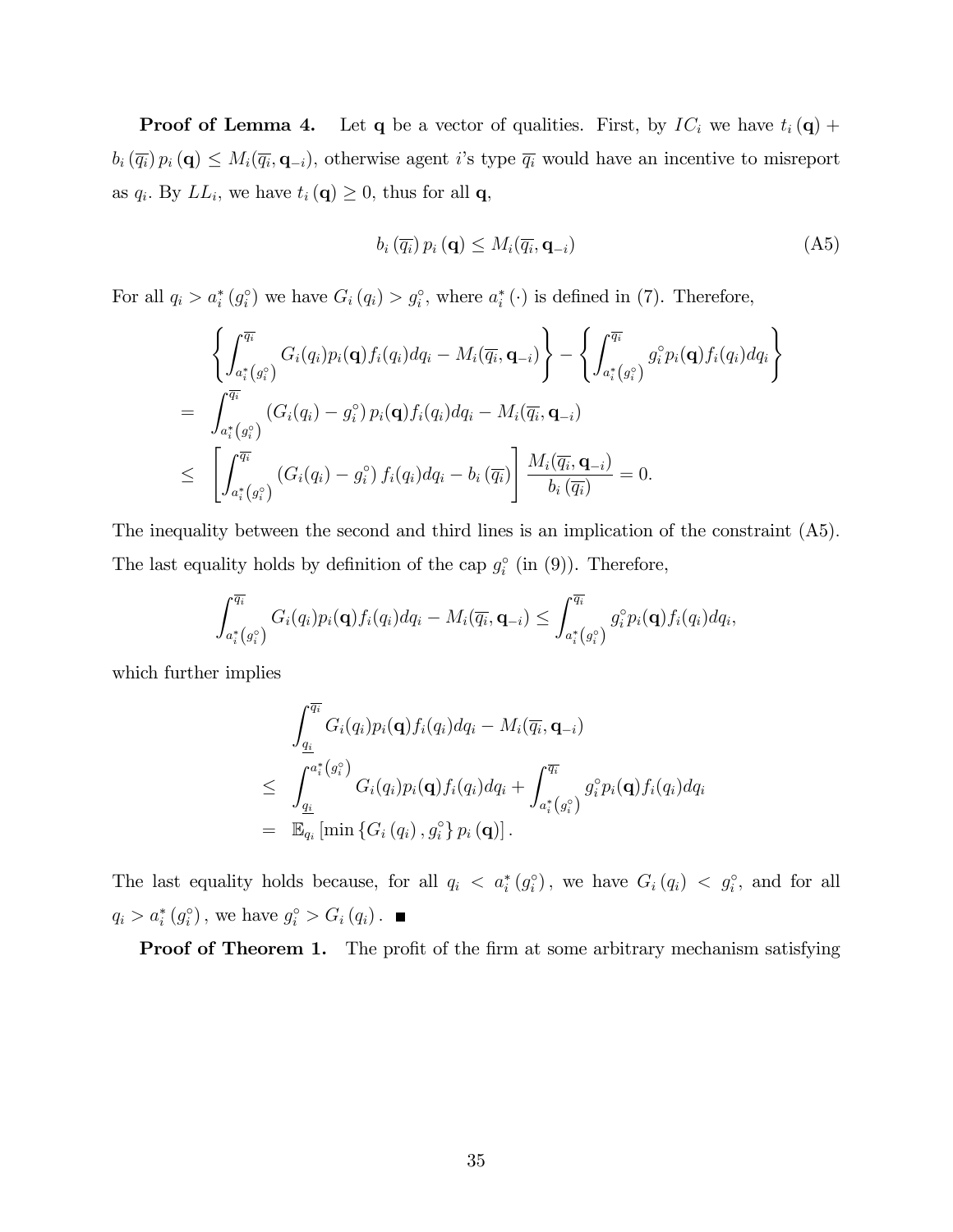**Proof of Lemma 4.** Let $\mathbf{q}$ be a vector of qualities. First, by $IC_i$ we have $t_i(\mathbf{q}) + b_i(\overline{q_i}) p_i(\mathbf{q}) \leq M_i(\overline{q_i}, \mathbf{q}_{-i})$, otherwise agent $i$'s type $\overline{q_i}$ would have an incentive to misreport as $q_i$. By $LL_i$, we have $t_i(\mathbf{q}) \geq 0$, thus for all $\mathbf{q}$,

$$b_i(\overline{q_i}) p_i(\mathbf{q}) \leq M_i(\overline{q_i}, \mathbf{q}_{-i}) \tag{A5}$$

For all $q_i > a_i^*(g_i^\circ)$ we have $G_i(q_i) > g_i^\circ$, where $a_i^*(\cdot)$ is defined in (7). Therefore,

$$\begin{aligned}
& \left\{ \int_{a_i^*(g_i^\circ)}^{\overline{q_i}} G_i(q_i) p_i(\mathbf{q}) f_i(q_i) dq_i - M_i(\overline{q_i}, \mathbf{q}_{-i}) \right\} - \left\{ \int_{a_i^*(g_i^\circ)}^{\overline{q_i}} g_i^\circ p_i(\mathbf{q}) f_i(q_i) dq_i \right\} \\
= & \int_{a_i^*(g_i^\circ)}^{\overline{q_i}} (G_i(q_i) - g_i^\circ) p_i(\mathbf{q}) f_i(q_i) dq_i - M_i(\overline{q_i}, \mathbf{q}_{-i}) \\
\leq & \left[ \int_{a_i^*(g_i^\circ)}^{\overline{q_i}} (G_i(q_i) - g_i^\circ) f_i(q_i) dq_i - b_i(\overline{q_i}) \right] \frac{M_i(\overline{q_i}, \mathbf{q}_{-i})}{b_i(\overline{q_i})} = 0.
\end{aligned}$$

The inequality between the second and third lines is an implication of the constraint (A5). The last equality holds by definition of the cap $g_i^\circ$ (in (9)). Therefore,

$$\int_{a_i^*(g_i^\circ)}^{\overline{q_i}} G_i(q_i) p_i(\mathbf{q}) f_i(q_i) dq_i - M_i(\overline{q_i}, \mathbf{q}_{-i}) \leq \int_{a_i^*(g_i^\circ)}^{\overline{q_i}} g_i^\circ p_i(\mathbf{q}) f_i(q_i) dq_i,$$

which further implies

$$\begin{aligned}
& \int_{\underline{q_i}}^{\overline{q_i}} G_i(q_i) p_i(\mathbf{q}) f_i(q_i) dq_i - M_i(\overline{q_i}, \mathbf{q}_{-i}) \\
\leq & \int_{\underline{q_i}}^{a_i^*(g_i^\circ)} G_i(q_i) p_i(\mathbf{q}) f_i(q_i) dq_i + \int_{a_i^*(g_i^\circ)}^{\overline{q_i}} g_i^\circ p_i(\mathbf{q}) f_i(q_i) dq_i \\
= & \mathbb{E}_{q_i} \left[ \min \{ G_i(q_i), g_i^\circ \} p_i(\mathbf{q}) \right].
\end{aligned}$$

The last equality holds because, for all $q_i < a_i^*(g_i^\circ)$, we have $G_i(q_i) < g_i^\circ$, and for all $q_i > a_i^*(g_i^\circ)$, we have $g_i^\circ > G_i(q_i)$. ∎

**Proof of Theorem 1.** The profit of the firm at some arbitrary mechanism satisfying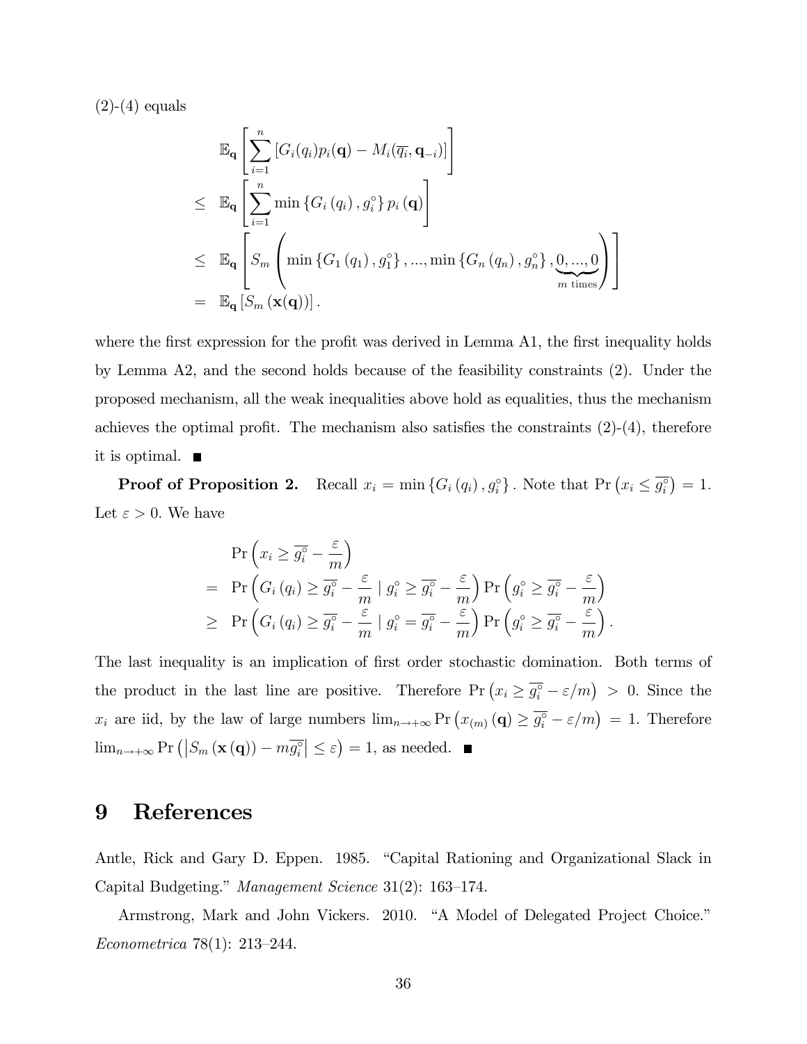(2)-(4) equals

$$
\begin{aligned}
& \mathbb{E}_{\mathbf{q}}\left[\sum_{i=1}^{n}\left[G_i(q_i)p_i(\mathbf{q}) - M_i(\overline{q_i}, \mathbf{q}_{-i})\right]\right] \\
\leq \;& \mathbb{E}_{\mathbf{q}}\left[\sum_{i=1}^{n}\min\left\{G_i\left(q_i\right), g_i^{\circ}\right\} p_i\left(\mathbf{q}\right)\right] \\
\leq \;& \mathbb{E}_{\mathbf{q}}\left[S_m\left(\min\left\{G_1\left(q_1\right), g_1^{\circ}\right\}, ..., \min\left\{G_n\left(q_n\right), g_n^{\circ}\right\}, \underbrace{0, ..., 0}_{m \text{ times}}\right)\right] \\
= \;& \mathbb{E}_{\mathbf{q}}\left[S_m\left(\mathbf{x}(\mathbf{q})\right)\right].
\end{aligned}
$$

where the first expression for the profit was derived in Lemma A1, the first inequality holds by Lemma A2, and the second holds because of the feasibility constraints (2). Under the proposed mechanism, all the weak inequalities above hold as equalities, thus the mechanism achieves the optimal profit. The mechanism also satisfies the constraints (2)-(4), therefore it is optimal. ■

**Proof of Proposition 2.** Recall $x_i = \min\left\{G_i\left(q_i\right), g_i^{\circ}\right\}$. Note that $\Pr\left(x_i \leq \overline{g_i^{\circ}}\right) = 1$. Let $\varepsilon > 0$. We have

$$
\begin{aligned}
& \Pr\left(x_i \geq \overline{g_i^{\circ}} - \frac{\varepsilon}{m}\right) \\
= \;& \Pr\left(G_i\left(q_i\right) \geq \overline{g_i^{\circ}} - \frac{\varepsilon}{m} \mid g_i^{\circ} \geq \overline{g_i^{\circ}} - \frac{\varepsilon}{m}\right)\Pr\left(g_i^{\circ} \geq \overline{g_i^{\circ}} - \frac{\varepsilon}{m}\right) \\
\geq \;& \Pr\left(G_i\left(q_i\right) \geq \overline{g_i^{\circ}} - \frac{\varepsilon}{m} \mid g_i^{\circ} = \overline{g_i^{\circ}} - \frac{\varepsilon}{m}\right)\Pr\left(g_i^{\circ} \geq \overline{g_i^{\circ}} - \frac{\varepsilon}{m}\right).
\end{aligned}
$$

The last inequality is an implication of first order stochastic domination. Both terms of the product in the last line are positive. Therefore $\Pr\left(x_i \geq \overline{g_i^{\circ}} - \varepsilon/m\right) > 0$. Since the $x_i$ are iid, by the law of large numbers $\lim_{n\to+\infty}\Pr\left(x_{(m)}\left(\mathbf{q}\right) \geq \overline{g_i^{\circ}} - \varepsilon/m\right) = 1$. Therefore $\lim_{n\to+\infty}\Pr\left(\left|S_m\left(\mathbf{x}\left(\mathbf{q}\right)\right) - m\overline{g_i^{\circ}}\right| \leq \varepsilon\right) = 1$, as needed. ■

# 9 References

Antle, Rick and Gary D. Eppen. 1985. "Capital Rationing and Organizational Slack in Capital Budgeting." *Management Science* 31(2): 163–174.

Armstrong, Mark and John Vickers. 2010. "A Model of Delegated Project Choice." *Econometrica* 78(1): 213–244.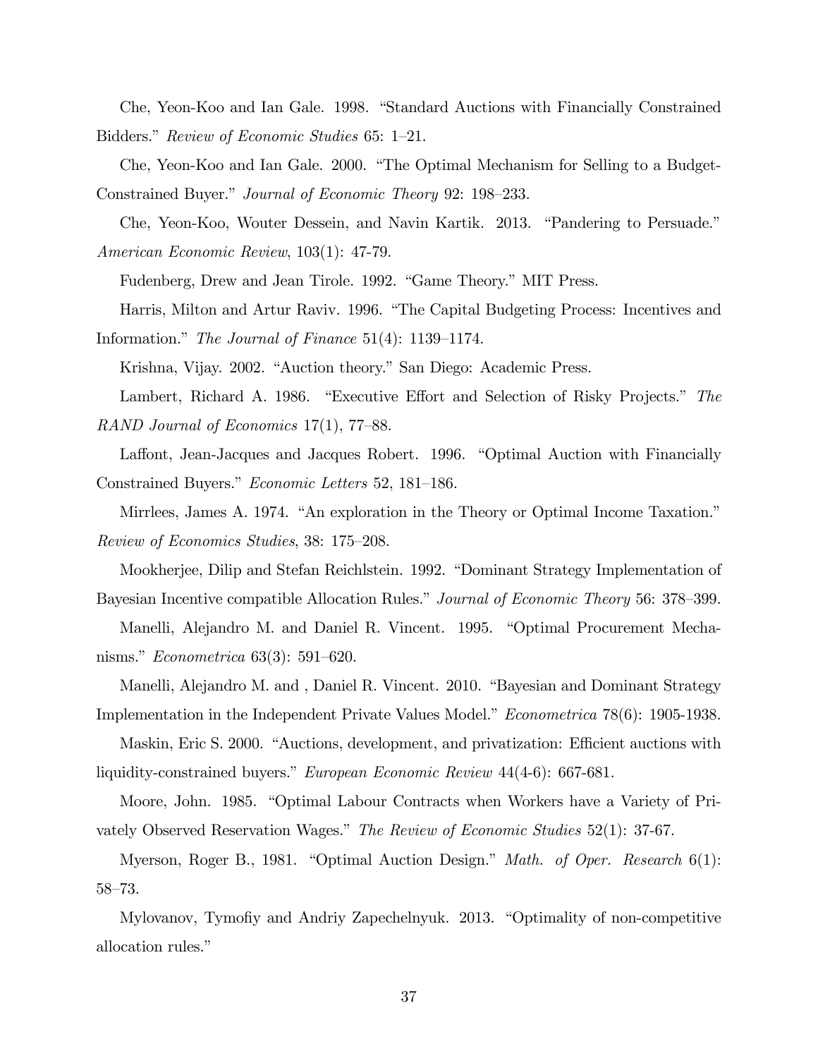Che, Yeon-Koo and Ian Gale. 1998. "Standard Auctions with Financially Constrained Bidders." *Review of Economic Studies* 65: 1–21.

Che, Yeon-Koo and Ian Gale. 2000. "The Optimal Mechanism for Selling to a Budget-Constrained Buyer." *Journal of Economic Theory* 92: 198–233.

Che, Yeon-Koo, Wouter Dessein, and Navin Kartik. 2013. "Pandering to Persuade." *American Economic Review*, 103(1): 47-79.

Fudenberg, Drew and Jean Tirole. 1992. "Game Theory." MIT Press.

Harris, Milton and Artur Raviv. 1996. "The Capital Budgeting Process: Incentives and Information." *The Journal of Finance* 51(4): 1139–1174.

Krishna, Vijay. 2002. "Auction theory." San Diego: Academic Press.

Lambert, Richard A. 1986. "Executive Effort and Selection of Risky Projects." *The RAND Journal of Economics* 17(1), 77–88.

Laffont, Jean-Jacques and Jacques Robert. 1996. "Optimal Auction with Financially Constrained Buyers." *Economic Letters* 52, 181–186.

Mirrlees, James A. 1974. "An exploration in the Theory or Optimal Income Taxation." *Review of Economics Studies*, 38: 175–208.

Mookherjee, Dilip and Stefan Reichlstein. 1992. "Dominant Strategy Implementation of Bayesian Incentive compatible Allocation Rules." *Journal of Economic Theory* 56: 378–399.

Manelli, Alejandro M. and Daniel R. Vincent. 1995. "Optimal Procurement Mechanisms." *Econometrica* 63(3): 591–620.

Manelli, Alejandro M. and , Daniel R. Vincent. 2010. "Bayesian and Dominant Strategy Implementation in the Independent Private Values Model." *Econometrica* 78(6): 1905-1938.

Maskin, Eric S. 2000. "Auctions, development, and privatization: Efficient auctions with liquidity-constrained buyers." *European Economic Review* 44(4-6): 667-681.

Moore, John. 1985. "Optimal Labour Contracts when Workers have a Variety of Privately Observed Reservation Wages." *The Review of Economic Studies* 52(1): 37-67.

Myerson, Roger B., 1981. "Optimal Auction Design." *Math. of Oper. Research* 6(1): 58–73.

Mylovanov, Tymofiy and Andriy Zapechelnyuk. 2013. "Optimality of non-competitive allocation rules."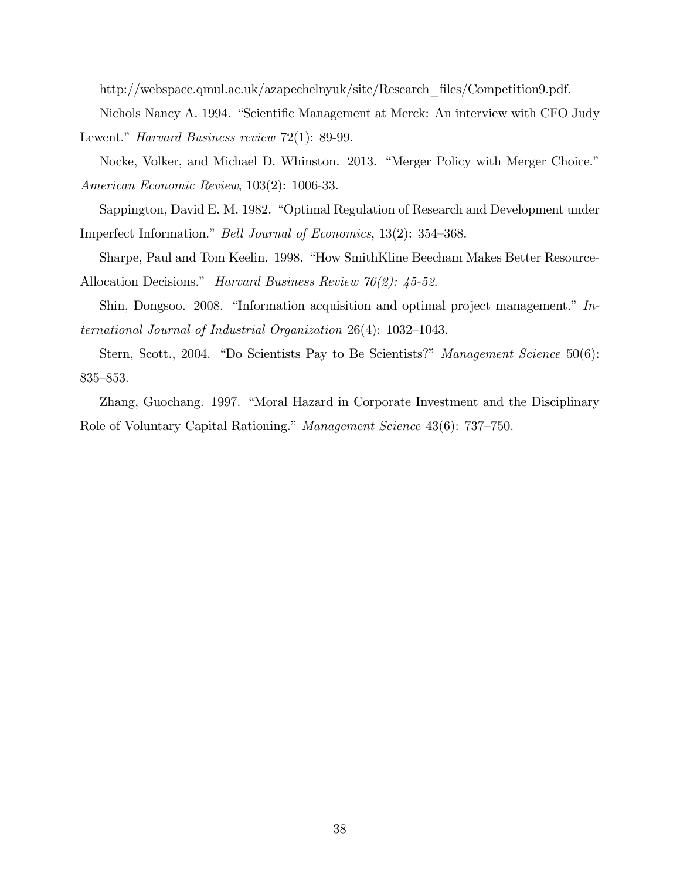http://webspace.qmul.ac.uk/azapechelnyuk/site/Research_files/Competition9.pdf.

Nichols Nancy A. 1994. "Scientific Management at Merck: An interview with CFO Judy Lewent." *Harvard Business review* 72(1): 89-99.

Nocke, Volker, and Michael D. Whinston. 2013. "Merger Policy with Merger Choice." *American Economic Review*, 103(2): 1006-33.

Sappington, David E. M. 1982. "Optimal Regulation of Research and Development under Imperfect Information." *Bell Journal of Economics*, 13(2): 354–368.

Sharpe, Paul and Tom Keelin. 1998. "How SmithKline Beecham Makes Better Resource-Allocation Decisions." *Harvard Business Review 76(2): 45-52*.

Shin, Dongsoo. 2008. "Information acquisition and optimal project management." *International Journal of Industrial Organization* 26(4): 1032–1043.

Stern, Scott., 2004. "Do Scientists Pay to Be Scientists?" *Management Science* 50(6): 835–853.

Zhang, Guochang. 1997. "Moral Hazard in Corporate Investment and the Disciplinary Role of Voluntary Capital Rationing." *Management Science* 43(6): 737–750.